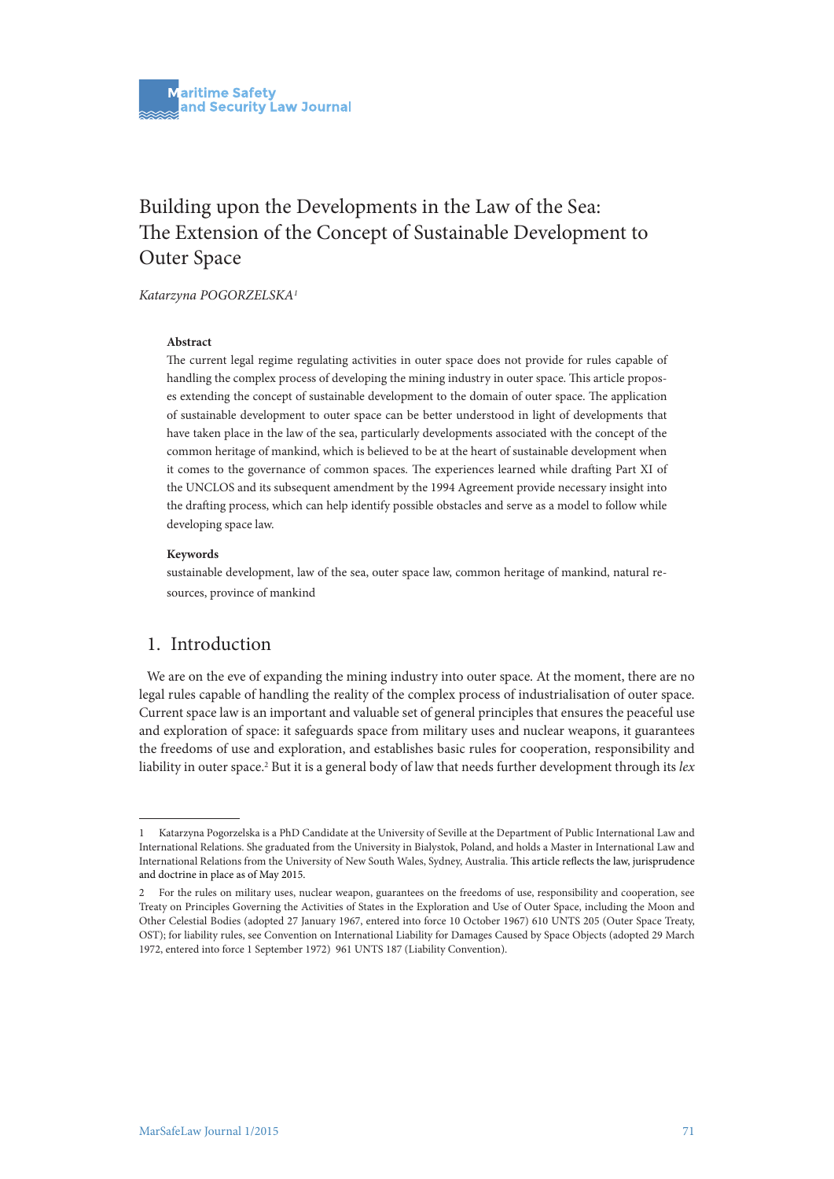# Building upon the Developments in the Law of the Sea: The Extension of the Concept of Sustainable Development to Outer Space

*Katarzyna POGORZELSKA*[1]

**Abstract**

The current legal regime regulating activities in outer space does not provide for rules capable of handling the complex process of developing the mining industry in outer space. This article proposes extending the concept of sustainable development to the domain of outer space. The application of sustainable development to outer space can be better understood in light of developments that have taken place in the law of the sea, particularly developments associated with the concept of the common heritage of mankind, which is believed to be at the heart of sustainable development when it comes to the governance of common spaces. The experiences learned while drafting Part XI of the UNCLOS and its subsequent amendment by the 1994 Agreement provide necessary insight into the drafting process, which can help identify possible obstacles and serve as a model to follow while developing space law.

**Keywords**

sustainable development, law of the sea, outer space law, common heritage of mankind, natural resources, province of mankind

## 1. Introduction

We are on the eve of expanding the mining industry into outer space. At the moment, there are no legal rules capable of handling the reality of the complex process of industrialisation of outer space. Current space law is an important and valuable set of general principles that ensures the peaceful use and exploration of space: it safeguards space from military uses and nuclear weapons, it guarantees the freedoms of use and exploration, and establishes basic rules for cooperation, responsibility and liability in outer space.[2] But it is a general body of law that needs further development through its *lex*

---

1 Katarzyna Pogorzelska is a PhD Candidate at the University of Seville at the Department of Public International Law and International Relations. She graduated from the University in Bialystok, Poland, and holds a Master in International Law and International Relations from the University of New South Wales, Sydney, Australia. This article reflects the law, jurisprudence and doctrine in place as of May 2015.

2 For the rules on military uses, nuclear weapon, guarantees on the freedoms of use, responsibility and cooperation, see Treaty on Principles Governing the Activities of States in the Exploration and Use of Outer Space, including the Moon and Other Celestial Bodies (adopted 27 January 1967, entered into force 10 October 1967) 610 UNTS 205 (Outer Space Treaty, OST); for liability rules, see Convention on International Liability for Damages Caused by Space Objects (adopted 29 March 1972, entered into force 1 September 1972) 961 UNTS 187 (Liability Convention).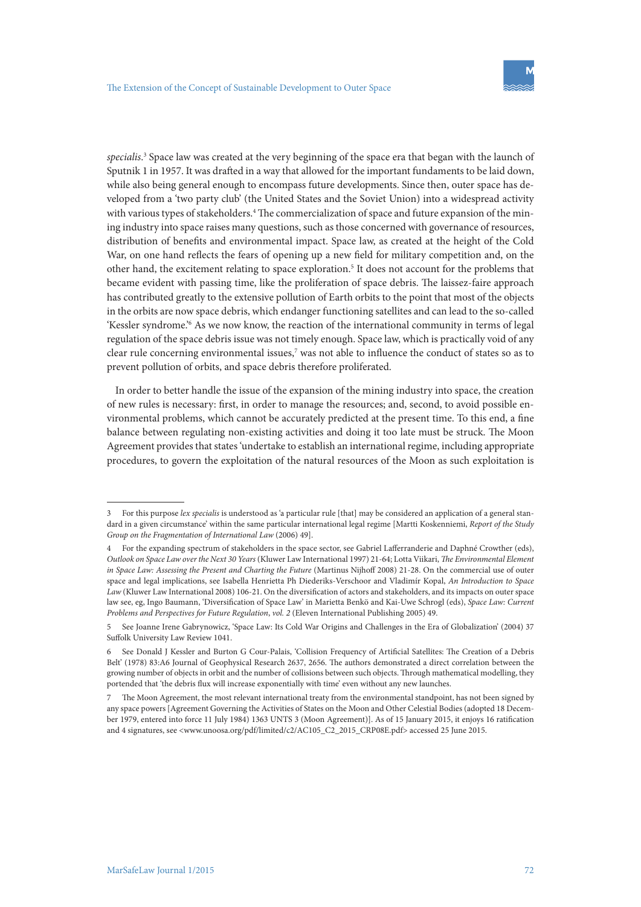*specialis*.[3] Space law was created at the very beginning of the space era that began with the launch of Sputnik 1 in 1957. It was drafted in a way that allowed for the important fundaments to be laid down, while also being general enough to encompass future developments. Since then, outer space has developed from a 'two party club' (the United States and the Soviet Union) into a widespread activity with various types of stakeholders.[4] The commercialization of space and future expansion of the mining industry into space raises many questions, such as those concerned with governance of resources, distribution of benefits and environmental impact. Space law, as created at the height of the Cold War, on one hand reflects the fears of opening up a new field for military competition and, on the other hand, the excitement relating to space exploration.[5] It does not account for the problems that became evident with passing time, like the proliferation of space debris. The laissez-faire approach has contributed greatly to the extensive pollution of Earth orbits to the point that most of the objects in the orbits are now space debris, which endanger functioning satellites and can lead to the so-called 'Kessler syndrome.'[6] As we now know, the reaction of the international community in terms of legal regulation of the space debris issue was not timely enough. Space law, which is practically void of any clear rule concerning environmental issues,[7] was not able to influence the conduct of states so as to prevent pollution of orbits, and space debris therefore proliferated.

In order to better handle the issue of the expansion of the mining industry into space, the creation of new rules is necessary: first, in order to manage the resources; and, second, to avoid possible environmental problems, which cannot be accurately predicted at the present time. To this end, a fine balance between regulating non-existing activities and doing it too late must be struck. The Moon Agreement provides that states 'undertake to establish an international regime, including appropriate procedures, to govern the exploitation of the natural resources of the Moon as such exploitation is

---

3 For this purpose *lex specialis* is understood as 'a particular rule [that] may be considered an application of a general standard in a given circumstance' within the same particular international legal regime [Martti Koskenniemi, *Report of the Study Group on the Fragmentation of International Law* (2006) 49].

4 For the expanding spectrum of stakeholders in the space sector, see Gabriel Lafferranderie and Daphné Crowther (eds), *Outlook on Space Law over the Next 30 Years* (Kluwer Law International 1997) 21-64; Lotta Viikari, *The Environmental Element in Space Law: Assessing the Present and Charting the Future* (Martinus Nijhoff 2008) 21-28. On the commercial use of outer space and legal implications, see Isabella Henrietta Ph Diederiks-Verschoor and Vladimír Kopal, *An Introduction to Space Law* (Kluwer Law International 2008) 106-21. On the diversification of actors and stakeholders, and its impacts on outer space law see, eg, Ingo Baumann, 'Diversification of Space Law' in Marietta Benkö and Kai-Uwe Schrogl (eds), *Space Law: Current Problems and Perspectives for Future Regulation*, *vol. 2* (Eleven International Publishing 2005) 49.

5 See Joanne Irene Gabrynowicz, 'Space Law: Its Cold War Origins and Challenges in the Era of Globalization' (2004) 37 Suffolk University Law Review 1041.

6 See Donald J Kessler and Burton G Cour-Palais, 'Collision Frequency of Artificial Satellites: The Creation of a Debris Belt' (1978) 83:A6 Journal of Geophysical Research 2637, 2656. The authors demonstrated a direct correlation between the growing number of objects in orbit and the number of collisions between such objects. Through mathematical modelling, they portended that 'the debris flux will increase exponentially with time' even without any new launches.

7 The Moon Agreement, the most relevant international treaty from the environmental standpoint, has not been signed by any space powers [Agreement Governing the Activities of States on the Moon and Other Celestial Bodies (adopted 18 December 1979, entered into force 11 July 1984) 1363 UNTS 3 (Moon Agreement)]. As of 15 January 2015, it enjoys 16 ratification and 4 signatures, see <www.unoosa.org/pdf/limited/c2/AC105_C2_2015_CRP08E.pdf> accessed 25 June 2015.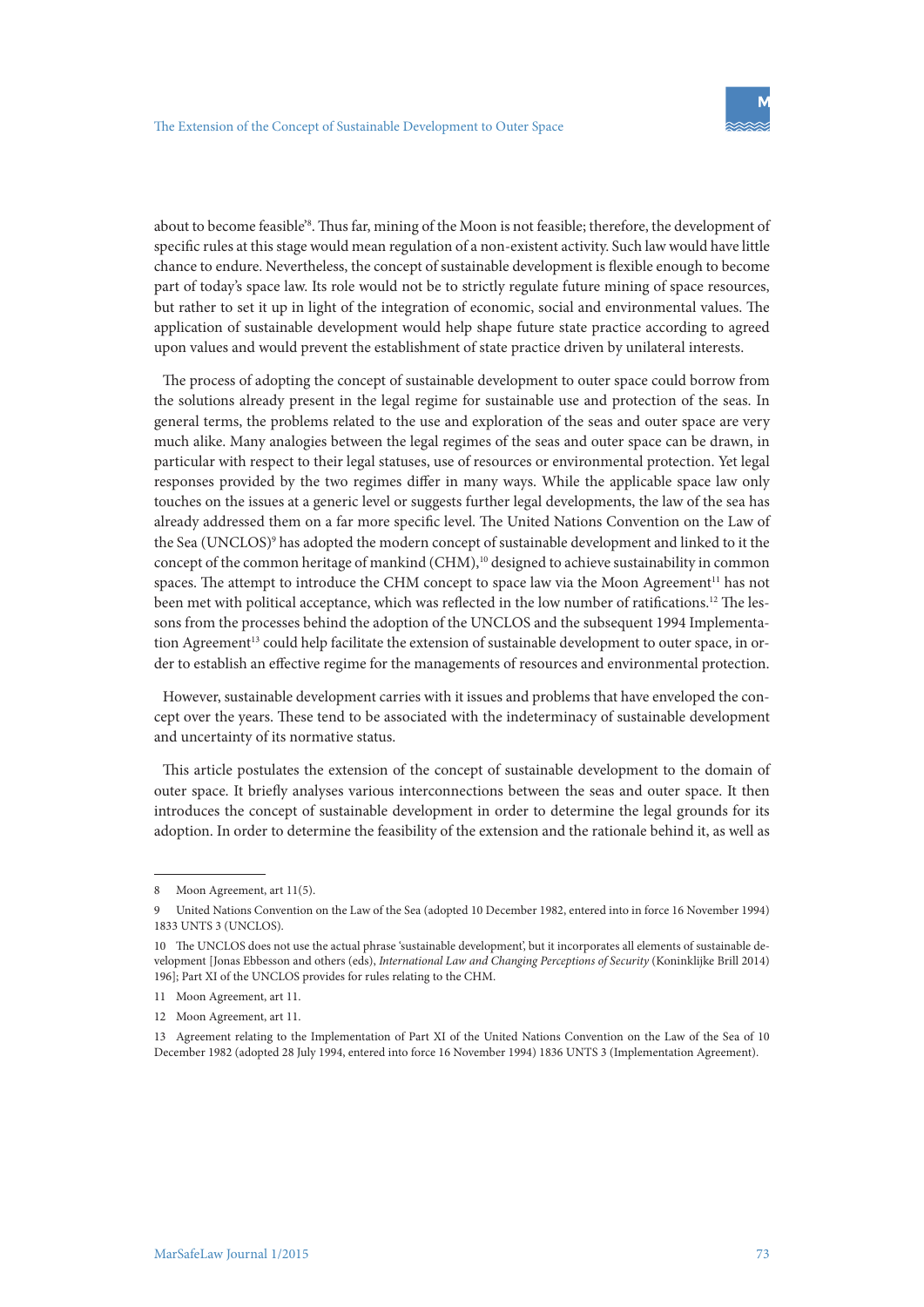about to become feasible'[8]. Thus far, mining of the Moon is not feasible; therefore, the development of specific rules at this stage would mean regulation of a non-existent activity. Such law would have little chance to endure. Nevertheless, the concept of sustainable development is flexible enough to become part of today's space law. Its role would not be to strictly regulate future mining of space resources, but rather to set it up in light of the integration of economic, social and environmental values. The application of sustainable development would help shape future state practice according to agreed upon values and would prevent the establishment of state practice driven by unilateral interests.

The process of adopting the concept of sustainable development to outer space could borrow from the solutions already present in the legal regime for sustainable use and protection of the seas. In general terms, the problems related to the use and exploration of the seas and outer space are very much alike. Many analogies between the legal regimes of the seas and outer space can be drawn, in particular with respect to their legal statuses, use of resources or environmental protection. Yet legal responses provided by the two regimes differ in many ways. While the applicable space law only touches on the issues at a generic level or suggests further legal developments, the law of the sea has already addressed them on a far more specific level. The United Nations Convention on the Law of the Sea (UNCLOS)[9] has adopted the modern concept of sustainable development and linked to it the concept of the common heritage of mankind (CHM),[10] designed to achieve sustainability in common spaces. The attempt to introduce the CHM concept to space law via the Moon Agreement[11] has not been met with political acceptance, which was reflected in the low number of ratifications.[12] The lessons from the processes behind the adoption of the UNCLOS and the subsequent 1994 Implementation Agreement[13] could help facilitate the extension of sustainable development to outer space, in order to establish an effective regime for the managements of resources and environmental protection.

However, sustainable development carries with it issues and problems that have enveloped the concept over the years. These tend to be associated with the indeterminacy of sustainable development and uncertainty of its normative status.

This article postulates the extension of the concept of sustainable development to the domain of outer space. It briefly analyses various interconnections between the seas and outer space. It then introduces the concept of sustainable development in order to determine the legal grounds for its adoption. In order to determine the feasibility of the extension and the rationale behind it, as well as

---

8 Moon Agreement, art 11(5).

9 United Nations Convention on the Law of the Sea (adopted 10 December 1982, entered into in force 16 November 1994) 1833 UNTS 3 (UNCLOS).

10 The UNCLOS does not use the actual phrase 'sustainable development', but it incorporates all elements of sustainable development [Jonas Ebbesson and others (eds), *International Law and Changing Perceptions of Security* (Koninklijke Brill 2014) 196]; Part XI of the UNCLOS provides for rules relating to the CHM.

11 Moon Agreement, art 11.

12 Moon Agreement, art 11.

13 Agreement relating to the Implementation of Part XI of the United Nations Convention on the Law of the Sea of 10 December 1982 (adopted 28 July 1994, entered into force 16 November 1994) 1836 UNTS 3 (Implementation Agreement).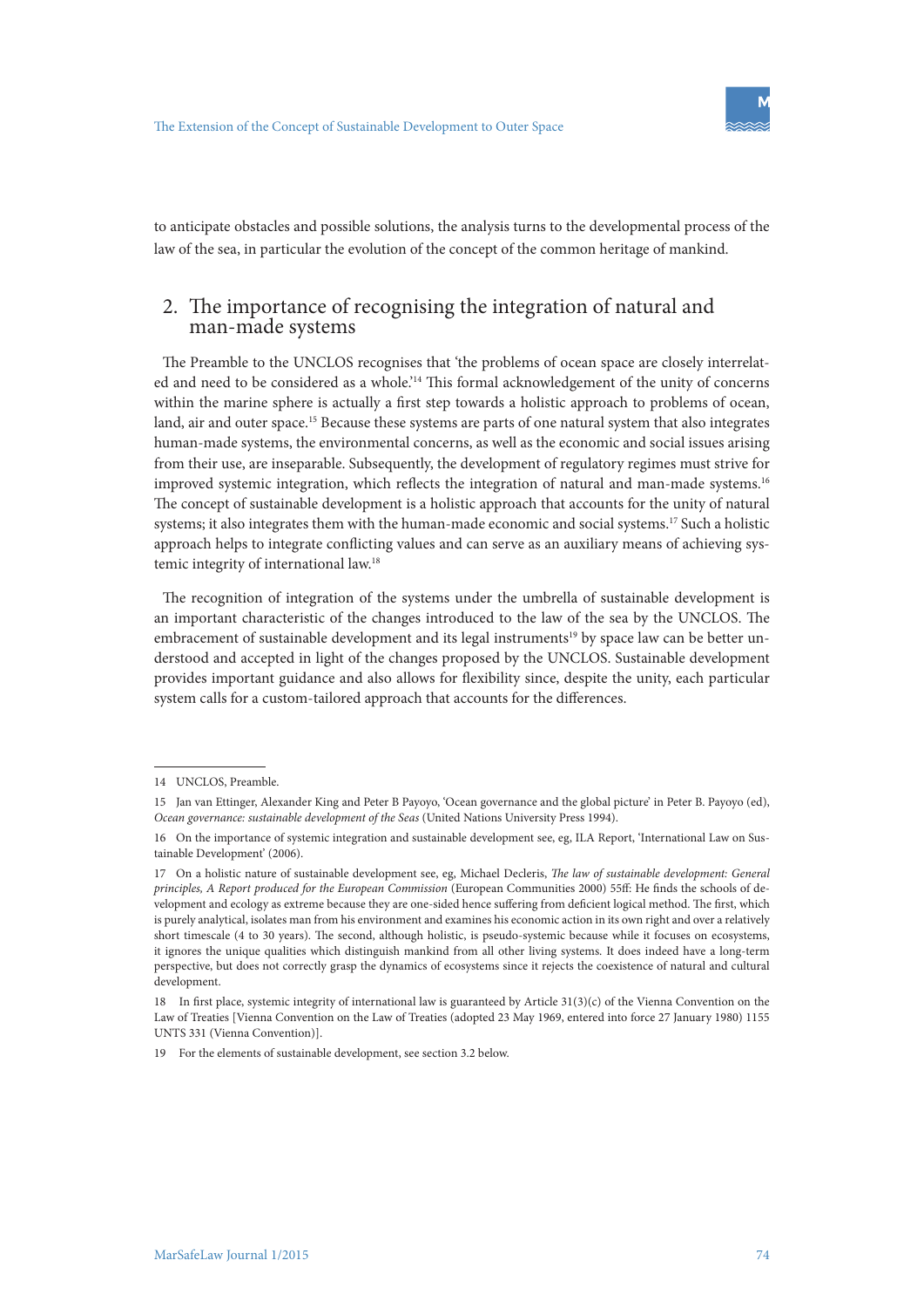to anticipate obstacles and possible solutions, the analysis turns to the developmental process of the law of the sea, in particular the evolution of the concept of the common heritage of mankind.

## 2. The importance of recognising the integration of natural and man-made systems

The Preamble to the UNCLOS recognises that 'the problems of ocean space are closely interrelated and need to be considered as a whole.'[14] This formal acknowledgement of the unity of concerns within the marine sphere is actually a first step towards a holistic approach to problems of ocean, land, air and outer space.[15] Because these systems are parts of one natural system that also integrates human-made systems, the environmental concerns, as well as the economic and social issues arising from their use, are inseparable. Subsequently, the development of regulatory regimes must strive for improved systemic integration, which reflects the integration of natural and man-made systems.[16] The concept of sustainable development is a holistic approach that accounts for the unity of natural systems; it also integrates them with the human-made economic and social systems.[17] Such a holistic approach helps to integrate conflicting values and can serve as an auxiliary means of achieving systemic integrity of international law.[18]

The recognition of integration of the systems under the umbrella of sustainable development is an important characteristic of the changes introduced to the law of the sea by the UNCLOS. The embracement of sustainable development and its legal instruments[19] by space law can be better understood and accepted in light of the changes proposed by the UNCLOS. Sustainable development provides important guidance and also allows for flexibility since, despite the unity, each particular system calls for a custom-tailored approach that accounts for the differences.

---

14 UNCLOS, Preamble.

15 Jan van Ettinger, Alexander King and Peter B Payoyo, 'Ocean governance and the global picture' in Peter B. Payoyo (ed), *Ocean governance: sustainable development of the Seas* (United Nations University Press 1994).

16 On the importance of systemic integration and sustainable development see, eg, ILA Report, 'International Law on Sustainable Development' (2006).

17 On a holistic nature of sustainable development see, eg, Michael Decleris, *The law of sustainable development: General principles, A Report produced for the European Commission* (European Communities 2000) 55ff: He finds the schools of development and ecology as extreme because they are one-sided hence suffering from deficient logical method. The first, which is purely analytical, isolates man from his environment and examines his economic action in its own right and over a relatively short timescale (4 to 30 years). The second, although holistic, is pseudo-systemic because while it focuses on ecosystems, it ignores the unique qualities which distinguish mankind from all other living systems. It does indeed have a long-term perspective, but does not correctly grasp the dynamics of ecosystems since it rejects the coexistence of natural and cultural development.

18 In first place, systemic integrity of international law is guaranteed by Article 31(3)(c) of the Vienna Convention on the Law of Treaties [Vienna Convention on the Law of Treaties (adopted 23 May 1969, entered into force 27 January 1980) 1155 UNTS 331 (Vienna Convention)].

19 For the elements of sustainable development, see section 3.2 below.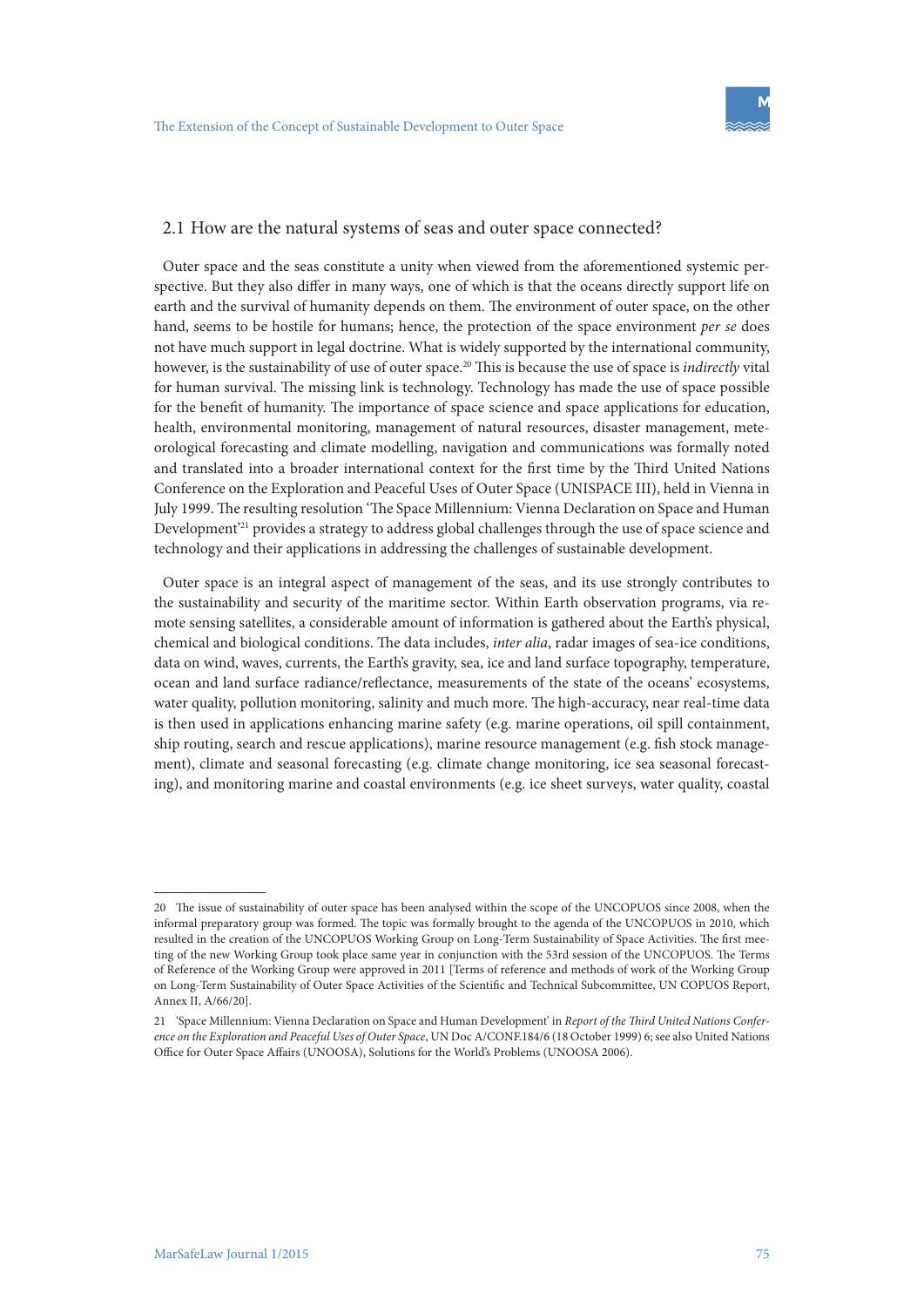## 2.1 How are the natural systems of seas and outer space connected?

Outer space and the seas constitute a unity when viewed from the aforementioned systemic perspective. But they also differ in many ways, one of which is that the oceans directly support life on earth and the survival of humanity depends on them. The environment of outer space, on the other hand, seems to be hostile for humans; hence, the protection of the space environment *per se* does not have much support in legal doctrine. What is widely supported by the international community, however, is the sustainability of use of outer space.[20] This is because the use of space is *indirectly* vital for human survival. The missing link is technology. Technology has made the use of space possible for the benefit of humanity. The importance of space science and space applications for education, health, environmental monitoring, management of natural resources, disaster management, meteorological forecasting and climate modelling, navigation and communications was formally noted and translated into a broader international context for the first time by the Third United Nations Conference on the Exploration and Peaceful Uses of Outer Space (UNISPACE III), held in Vienna in July 1999. The resulting resolution 'The Space Millennium: Vienna Declaration on Space and Human Development'[21] provides a strategy to address global challenges through the use of space science and technology and their applications in addressing the challenges of sustainable development.

Outer space is an integral aspect of management of the seas, and its use strongly contributes to the sustainability and security of the maritime sector. Within Earth observation programs, via remote sensing satellites, a considerable amount of information is gathered about the Earth's physical, chemical and biological conditions. The data includes, *inter alia*, radar images of sea-ice conditions, data on wind, waves, currents, the Earth's gravity, sea, ice and land surface topography, temperature, ocean and land surface radiance/reflectance, measurements of the state of the oceans' ecosystems, water quality, pollution monitoring, salinity and much more. The high-accuracy, near real-time data is then used in applications enhancing marine safety (e.g. marine operations, oil spill containment, ship routing, search and rescue applications), marine resource management (e.g. fish stock management), climate and seasonal forecasting (e.g. climate change monitoring, ice sea seasonal forecasting), and monitoring marine and coastal environments (e.g. ice sheet surveys, water quality, coastal

---

20 The issue of sustainability of outer space has been analysed within the scope of the UNCOPUOS since 2008, when the informal preparatory group was formed. The topic was formally brought to the agenda of the UNCOPUOS in 2010, which resulted in the creation of the UNCOPUOS Working Group on Long-Term Sustainability of Space Activities. The first meeting of the new Working Group took place same year in conjunction with the 53rd session of the UNCOPUOS. The Terms of Reference of the Working Group were approved in 2011 [Terms of reference and methods of work of the Working Group on Long-Term Sustainability of Outer Space Activities of the Scientific and Technical Subcommittee, UN COPUOS Report, Annex II, A/66/20].

21 'Space Millennium: Vienna Declaration on Space and Human Development' in *Report of the Third United Nations Conference on the Exploration and Peaceful Uses of Outer Space*, UN Doc A/CONF.184/6 (18 October 1999) 6; see also United Nations Office for Outer Space Affairs (UNOOSA), Solutions for the World's Problems (UNOOSA 2006).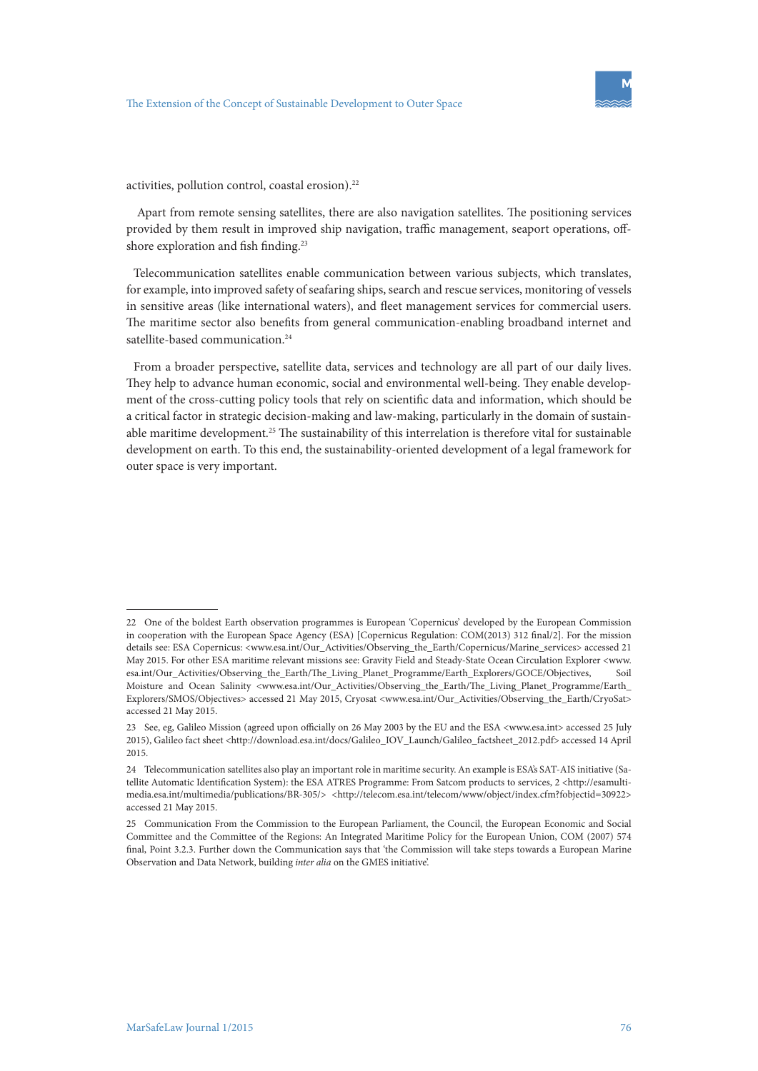activities, pollution control, coastal erosion).[22]

Apart from remote sensing satellites, there are also navigation satellites. The positioning services provided by them result in improved ship navigation, traffic management, seaport operations, offshore exploration and fish finding.[23]

Telecommunication satellites enable communication between various subjects, which translates, for example, into improved safety of seafaring ships, search and rescue services, monitoring of vessels in sensitive areas (like international waters), and fleet management services for commercial users. The maritime sector also benefits from general communication-enabling broadband internet and satellite-based communication.[24]

From a broader perspective, satellite data, services and technology are all part of our daily lives. They help to advance human economic, social and environmental well-being. They enable development of the cross-cutting policy tools that rely on scientific data and information, which should be a critical factor in strategic decision-making and law-making, particularly in the domain of sustainable maritime development.[25] The sustainability of this interrelation is therefore vital for sustainable development on earth. To this end, the sustainability-oriented development of a legal framework for outer space is very important.

---

22 One of the boldest Earth observation programmes is European 'Copernicus' developed by the European Commission in cooperation with the European Space Agency (ESA) [Copernicus Regulation: COM(2013) 312 final/2]. For the mission details see: ESA Copernicus: <www.esa.int/Our_Activities/Observing_the_Earth/Copernicus/Marine_services> accessed 21 May 2015. For other ESA maritime relevant missions see: Gravity Field and Steady-State Ocean Circulation Explorer <www.esa.int/Our_Activities/Observing_the_Earth/The_Living_Planet_Programme/Earth_Explorers/GOCE/Objectives, Soil Moisture and Ocean Salinity <www.esa.int/Our_Activities/Observing_the_Earth/The_Living_Planet_Programme/Earth_Explorers/SMOS/Objectives> accessed 21 May 2015, Cryosat <www.esa.int/Our_Activities/Observing_the_Earth/CryoSat> accessed 21 May 2015.

23 See, eg, Galileo Mission (agreed upon officially on 26 May 2003 by the EU and the ESA <www.esa.int> accessed 25 July 2015), Galileo fact sheet <http://download.esa.int/docs/Galileo_IOV_Launch/Galileo_factsheet_2012.pdf> accessed 14 April 2015.

24 Telecommunication satellites also play an important role in maritime security. An example is ESA's SAT-AIS initiative (Satellite Automatic Identification System): the ESA ATRES Programme: From Satcom products to services, 2 <http://esamultimedia.esa.int/multimedia/publications/BR-305/> <http://telecom.esa.int/telecom/www/object/index.cfm?fobjectid=30922> accessed 21 May 2015.

25 Communication From the Commission to the European Parliament, the Council, the European Economic and Social Committee and the Committee of the Regions: An Integrated Maritime Policy for the European Union, COM (2007) 574 final, Point 3.2.3. Further down the Communication says that 'the Commission will take steps towards a European Marine Observation and Data Network, building *inter alia* on the GMES initiative'.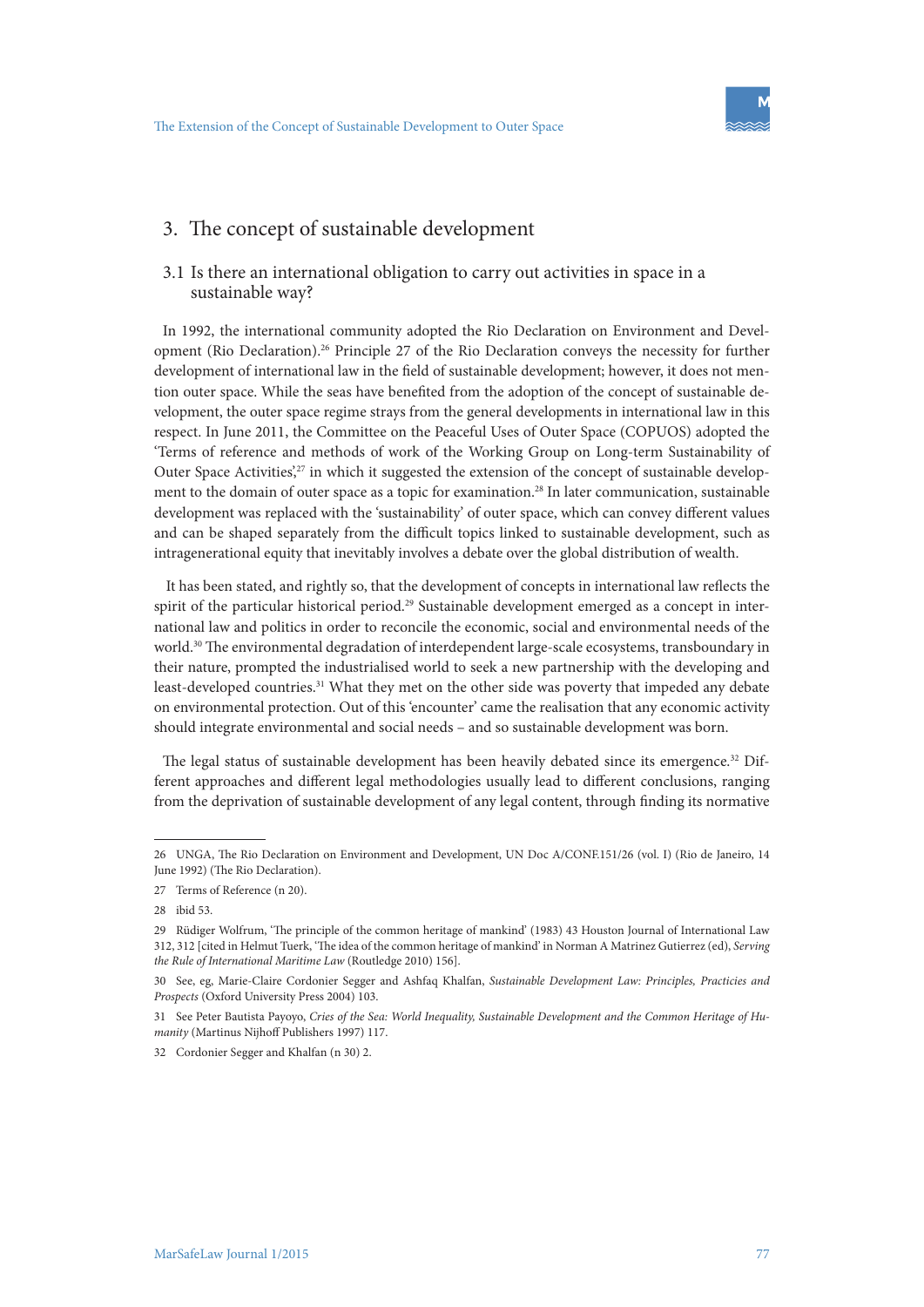## 3. The concept of sustainable development

### 3.1 Is there an international obligation to carry out activities in space in a sustainable way?

In 1992, the international community adopted the Rio Declaration on Environment and Development (Rio Declaration).[26] Principle 27 of the Rio Declaration conveys the necessity for further development of international law in the field of sustainable development; however, it does not mention outer space. While the seas have benefited from the adoption of the concept of sustainable development, the outer space regime strays from the general developments in international law in this respect. In June 2011, the Committee on the Peaceful Uses of Outer Space (COPUOS) adopted the 'Terms of reference and methods of work of the Working Group on Long-term Sustainability of Outer Space Activities',[27] in which it suggested the extension of the concept of sustainable development to the domain of outer space as a topic for examination.[28] In later communication, sustainable development was replaced with the 'sustainability' of outer space, which can convey different values and can be shaped separately from the difficult topics linked to sustainable development, such as intragenerational equity that inevitably involves a debate over the global distribution of wealth.

It has been stated, and rightly so, that the development of concepts in international law reflects the spirit of the particular historical period.[29] Sustainable development emerged as a concept in international law and politics in order to reconcile the economic, social and environmental needs of the world.[30] The environmental degradation of interdependent large-scale ecosystems, transboundary in their nature, prompted the industrialised world to seek a new partnership with the developing and least-developed countries.[31] What they met on the other side was poverty that impeded any debate on environmental protection. Out of this 'encounter' came the realisation that any economic activity should integrate environmental and social needs – and so sustainable development was born.

The legal status of sustainable development has been heavily debated since its emergence.[32] Different approaches and different legal methodologies usually lead to different conclusions, ranging from the deprivation of sustainable development of any legal content, through finding its normative

---

26 UNGA, The Rio Declaration on Environment and Development, UN Doc A/CONF.151/26 (vol. I) (Rio de Janeiro, 14 June 1992) (The Rio Declaration).

27 Terms of Reference (n 20).

28 ibid 53.

29 Rüdiger Wolfrum, 'The principle of the common heritage of mankind' (1983) 43 Houston Journal of International Law 312, 312 [cited in Helmut Tuerk, 'The idea of the common heritage of mankind' in Norman A Matrinez Gutierrez (ed), *Serving the Rule of International Maritime Law* (Routledge 2010) 156].

30 See, eg, Marie-Claire Cordonier Segger and Ashfaq Khalfan, *Sustainable Development Law: Principles, Practicies and Prospects* (Oxford University Press 2004) 103.

31 See Peter Bautista Payoyo, *Cries of the Sea: World Inequality, Sustainable Development and the Common Heritage of Humanity* (Martinus Nijhoff Publishers 1997) 117.

32 Cordonier Segger and Khalfan (n 30) 2.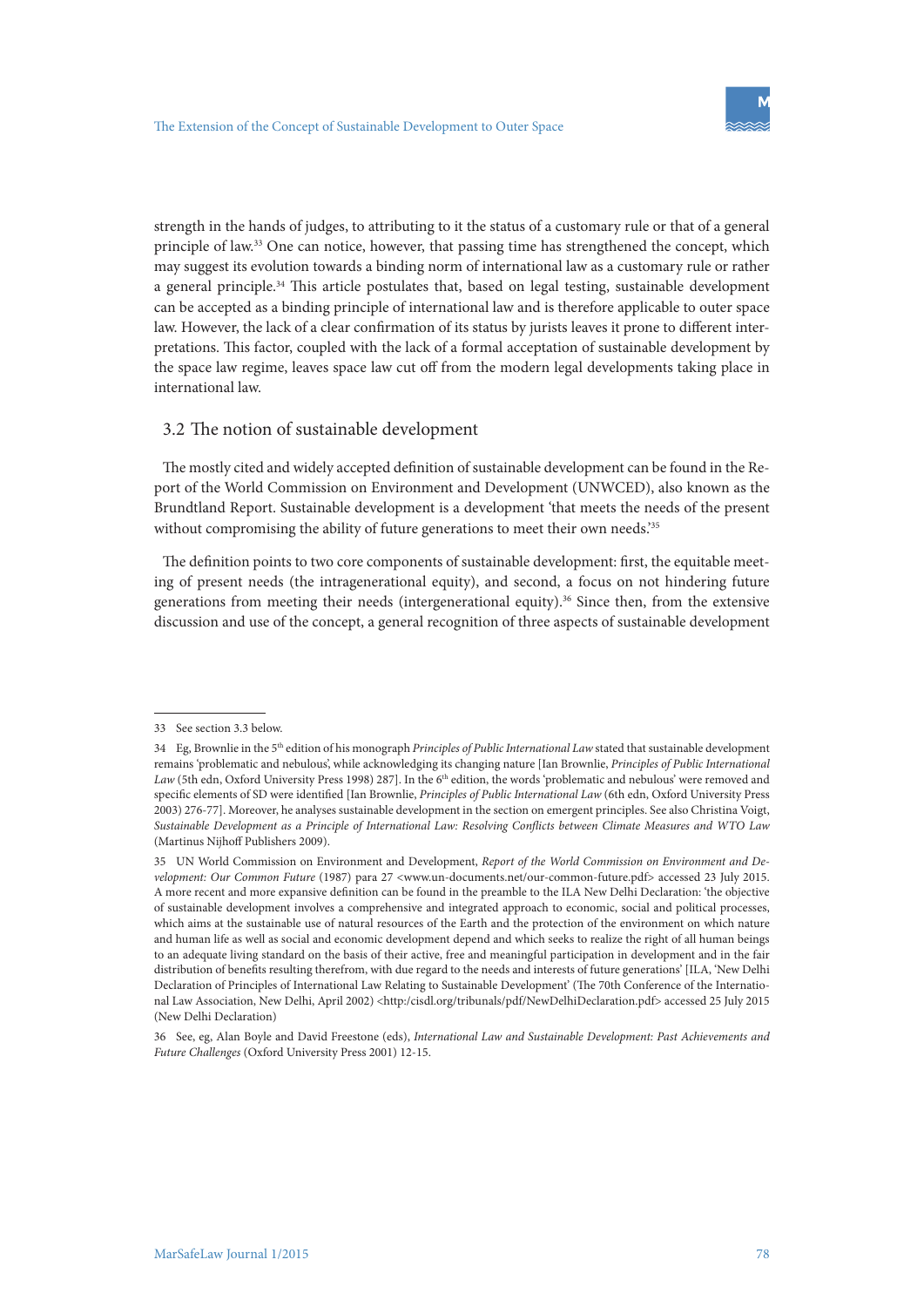strength in the hands of judges, to attributing to it the status of a customary rule or that of a general principle of law.[33] One can notice, however, that passing time has strengthened the concept, which may suggest its evolution towards a binding norm of international law as a customary rule or rather a general principle.[34] This article postulates that, based on legal testing, sustainable development can be accepted as a binding principle of international law and is therefore applicable to outer space law. However, the lack of a clear confirmation of its status by jurists leaves it prone to different interpretations. This factor, coupled with the lack of a formal acceptation of sustainable development by the space law regime, leaves space law cut off from the modern legal developments taking place in international law.

## 3.2 The notion of sustainable development

The mostly cited and widely accepted definition of sustainable development can be found in the Report of the World Commission on Environment and Development (UNWCED), also known as the Brundtland Report. Sustainable development is a development 'that meets the needs of the present without compromising the ability of future generations to meet their own needs.'[35]

The definition points to two core components of sustainable development: first, the equitable meeting of present needs (the intragenerational equity), and second, a focus on not hindering future generations from meeting their needs (intergenerational equity).[36] Since then, from the extensive discussion and use of the concept, a general recognition of three aspects of sustainable development

---

33 See section 3.3 below.

34 Eg, Brownlie in the 5th edition of his monograph *Principles of Public International Law* stated that sustainable development remains 'problematic and nebulous', while acknowledging its changing nature [Ian Brownlie, *Principles of Public International Law* (5th edn, Oxford University Press 1998) 287]. In the 6th edition, the words 'problematic and nebulous' were removed and specific elements of SD were identified [Ian Brownlie, *Principles of Public International Law* (6th edn, Oxford University Press 2003) 276-77]. Moreover, he analyses sustainable development in the section on emergent principles. See also Christina Voigt, *Sustainable Development as a Principle of International Law: Resolving Conflicts between Climate Measures and WTO Law* (Martinus Nijhoff Publishers 2009).

35 UN World Commission on Environment and Development, *Report of the World Commission on Environment and Development: Our Common Future* (1987) para 27 <www.un-documents.net/our-common-future.pdf> accessed 23 July 2015. A more recent and more expansive definition can be found in the preamble to the ILA New Delhi Declaration: 'the objective of sustainable development involves a comprehensive and integrated approach to economic, social and political processes, which aims at the sustainable use of natural resources of the Earth and the protection of the environment on which nature and human life as well as social and economic development depend and which seeks to realize the right of all human beings to an adequate living standard on the basis of their active, free and meaningful participation in development and in the fair distribution of benefits resulting therefrom, with due regard to the needs and interests of future generations' [ILA, 'New Delhi Declaration of Principles of International Law Relating to Sustainable Development' (The 70th Conference of the International Law Association, New Delhi, April 2002) <http:/cisdl.org/tribunals/pdf/NewDelhiDeclaration.pdf> accessed 25 July 2015 (New Delhi Declaration)

36 See, eg, Alan Boyle and David Freestone (eds), *International Law and Sustainable Development: Past Achievements and Future Challenges* (Oxford University Press 2001) 12-15.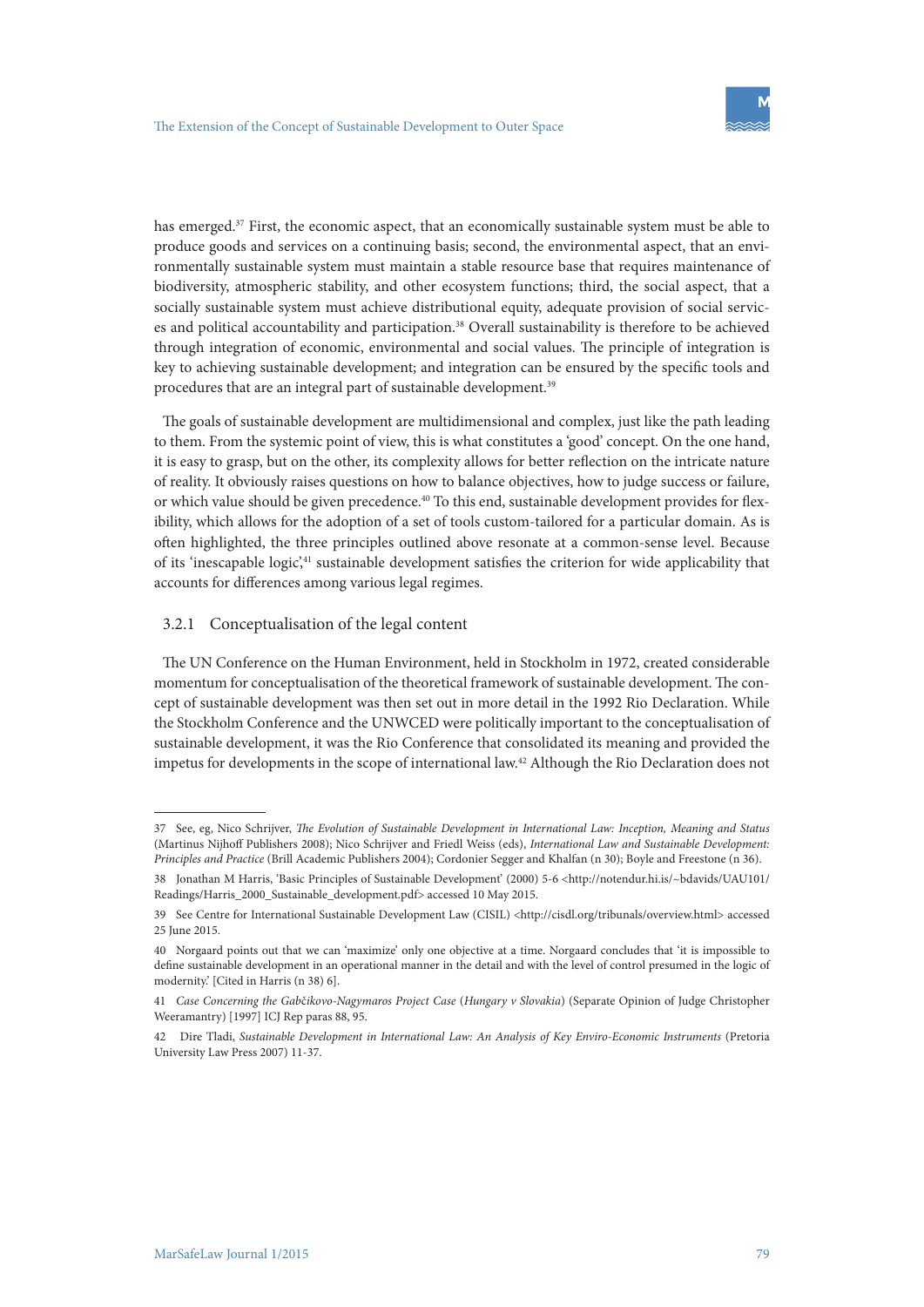has emerged.[37] First, the economic aspect, that an economically sustainable system must be able to produce goods and services on a continuing basis; second, the environmental aspect, that an environmentally sustainable system must maintain a stable resource base that requires maintenance of biodiversity, atmospheric stability, and other ecosystem functions; third, the social aspect, that a socially sustainable system must achieve distributional equity, adequate provision of social services and political accountability and participation.[38] Overall sustainability is therefore to be achieved through integration of economic, environmental and social values. The principle of integration is key to achieving sustainable development; and integration can be ensured by the specific tools and procedures that are an integral part of sustainable development.[39]

The goals of sustainable development are multidimensional and complex, just like the path leading to them. From the systemic point of view, this is what constitutes a 'good' concept. On the one hand, it is easy to grasp, but on the other, its complexity allows for better reflection on the intricate nature of reality. It obviously raises questions on how to balance objectives, how to judge success or failure, or which value should be given precedence.[40] To this end, sustainable development provides for flexibility, which allows for the adoption of a set of tools custom-tailored for a particular domain. As is often highlighted, the three principles outlined above resonate at a common-sense level. Because of its 'inescapable logic',[41] sustainable development satisfies the criterion for wide applicability that accounts for differences among various legal regimes.

### 3.2.1 Conceptualisation of the legal content

The UN Conference on the Human Environment, held in Stockholm in 1972, created considerable momentum for conceptualisation of the theoretical framework of sustainable development. The concept of sustainable development was then set out in more detail in the 1992 Rio Declaration. While the Stockholm Conference and the UNWCED were politically important to the conceptualisation of sustainable development, it was the Rio Conference that consolidated its meaning and provided the impetus for developments in the scope of international law.[42] Although the Rio Declaration does not

---

37 See, eg, Nico Schrijver, *The Evolution of Sustainable Development in International Law: Inception, Meaning and Status* (Martinus Nijhoff Publishers 2008); Nico Schrijver and Friedl Weiss (eds), *International Law and Sustainable Development: Principles and Practice* (Brill Academic Publishers 2004); Cordonier Segger and Khalfan (n 30); Boyle and Freestone (n 36).

38 Jonathan M Harris, 'Basic Principles of Sustainable Development' (2000) 5-6 <http://notendur.hi.is/~bdavids/UAU101/Readings/Harris_2000_Sustainable_development.pdf> accessed 10 May 2015.

39 See Centre for International Sustainable Development Law (CISIL) <http://cisdl.org/tribunals/overview.html> accessed 25 June 2015.

40 Norgaard points out that we can 'maximize' only one objective at a time. Norgaard concludes that 'it is impossible to define sustainable development in an operational manner in the detail and with the level of control presumed in the logic of modernity.' [Cited in Harris (n 38) 6].

41 *Case Concerning the Gabčikovo-Nagymaros Project Case* (*Hungary v Slovakia*) (Separate Opinion of Judge Christopher Weeramantry) [1997] ICJ Rep paras 88, 95.

42 Dire Tladi, *Sustainable Development in International Law: An Analysis of Key Enviro-Economic Instruments* (Pretoria University Law Press 2007) 11-37.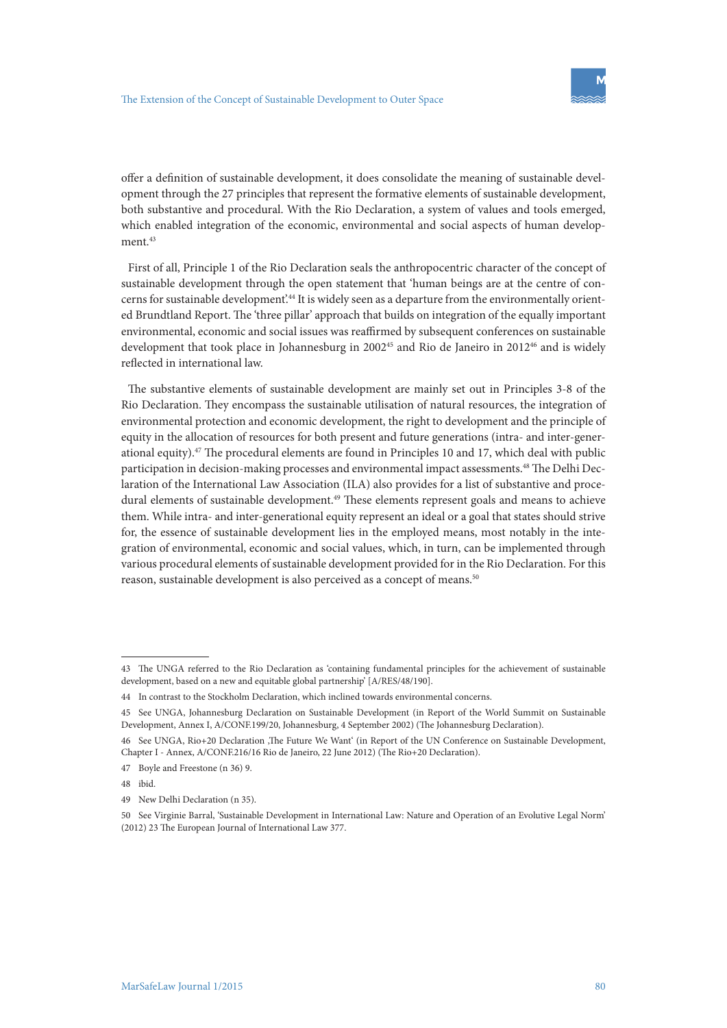offer a definition of sustainable development, it does consolidate the meaning of sustainable development through the 27 principles that represent the formative elements of sustainable development, both substantive and procedural. With the Rio Declaration, a system of values and tools emerged, which enabled integration of the economic, environmental and social aspects of human development.[43]

First of all, Principle 1 of the Rio Declaration seals the anthropocentric character of the concept of sustainable development through the open statement that 'human beings are at the centre of concerns for sustainable development'.[44] It is widely seen as a departure from the environmentally oriented Brundtland Report. The 'three pillar' approach that builds on integration of the equally important environmental, economic and social issues was reaffirmed by subsequent conferences on sustainable development that took place in Johannesburg in 2002[45] and Rio de Janeiro in 2012[46] and is widely reflected in international law.

The substantive elements of sustainable development are mainly set out in Principles 3-8 of the Rio Declaration. They encompass the sustainable utilisation of natural resources, the integration of environmental protection and economic development, the right to development and the principle of equity in the allocation of resources for both present and future generations (intra- and inter-generational equity).[47] The procedural elements are found in Principles 10 and 17, which deal with public participation in decision-making processes and environmental impact assessments.[48] The Delhi Declaration of the International Law Association (ILA) also provides for a list of substantive and procedural elements of sustainable development.[49] These elements represent goals and means to achieve them. While intra- and inter-generational equity represent an ideal or a goal that states should strive for, the essence of sustainable development lies in the employed means, most notably in the integration of environmental, economic and social values, which, in turn, can be implemented through various procedural elements of sustainable development provided for in the Rio Declaration. For this reason, sustainable development is also perceived as a concept of means.[50]

---

43 The UNGA referred to the Rio Declaration as 'containing fundamental principles for the achievement of sustainable development, based on a new and equitable global partnership' [A/RES/48/190].

44 In contrast to the Stockholm Declaration, which inclined towards environmental concerns.

45 See UNGA, Johannesburg Declaration on Sustainable Development (in Report of the World Summit on Sustainable Development, Annex I, A/CONF.199/20, Johannesburg, 4 September 2002) (The Johannesburg Declaration).

46 See UNGA, Rio+20 Declaration 'The Future We Want' (in Report of the UN Conference on Sustainable Development, Chapter I - Annex, A/CONF.216/16 Rio de Janeiro, 22 June 2012) (The Rio+20 Declaration).

47 Boyle and Freestone (n 36) 9.

48 ibid.

49 New Delhi Declaration (n 35).

50 See Virginie Barral, 'Sustainable Development in International Law: Nature and Operation of an Evolutive Legal Norm' (2012) 23 The European Journal of International Law 377.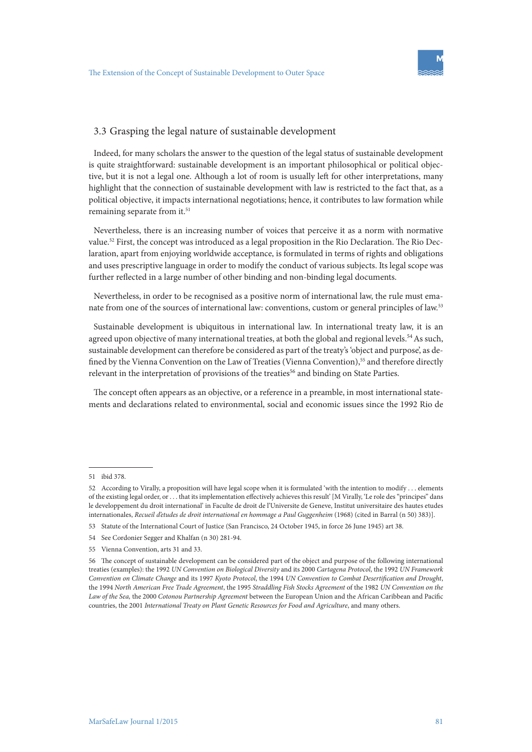### 3.3 Grasping the legal nature of sustainable development

Indeed, for many scholars the answer to the question of the legal status of sustainable development is quite straightforward: sustainable development is an important philosophical or political objective, but it is not a legal one. Although a lot of room is usually left for other interpretations, many highlight that the connection of sustainable development with law is restricted to the fact that, as a political objective, it impacts international negotiations; hence, it contributes to law formation while remaining separate from it.[51]

Nevertheless, there is an increasing number of voices that perceive it as a norm with normative value.[52] First, the concept was introduced as a legal proposition in the Rio Declaration. The Rio Declaration, apart from enjoying worldwide acceptance, is formulated in terms of rights and obligations and uses prescriptive language in order to modify the conduct of various subjects. Its legal scope was further reflected in a large number of other binding and non-binding legal documents.

Nevertheless, in order to be recognised as a positive norm of international law, the rule must emanate from one of the sources of international law: conventions, custom or general principles of law.[53]

Sustainable development is ubiquitous in international law. In international treaty law, it is an agreed upon objective of many international treaties, at both the global and regional levels.[54] As such, sustainable development can therefore be considered as part of the treaty's 'object and purpose', as defined by the Vienna Convention on the Law of Treaties (Vienna Convention),[55] and therefore directly relevant in the interpretation of provisions of the treaties[56] and binding on State Parties.

The concept often appears as an objective, or a reference in a preamble, in most international statements and declarations related to environmental, social and economic issues since the 1992 Rio de

---

51 ibid 378.

52 According to Virally, a proposition will have legal scope when it is formulated 'with the intention to modify . . . elements of the existing legal order, or . . . that its implementation effectively achieves this result' [M Virally, 'Le role des "principes" dans le developpement du droit international' in Faculte de droit de l'Universite de Geneve, Institut universitaire des hautes etudes internationales, *Recueil d'etudes de droit international en hommage a Paul Guggenheim* (1968) (cited in Barral (n 50) 383)].

53 Statute of the International Court of Justice (San Francisco, 24 October 1945, in force 26 June 1945) art 38.

54 See Cordonier Segger and Khalfan (n 30) 281-94.

55 Vienna Convention, arts 31 and 33.

56 The concept of sustainable development can be considered part of the object and purpose of the following international treaties (examples): the 1992 *UN Convention on Biological Diversity* and its 2000 *Cartagena Protocol*, the 1992 *UN Framework Convention on Climate Change* and its 1997 *Kyoto Protocol*, the 1994 *UN Convention to Combat Desertification and Drought*, the 1994 *North American Free Trade Agreement*, the 1995 *Straddling Fish Stocks Agreement* of the 1982 *UN Convention on the Law of the Sea,* the 2000 *Cotonou Partnership Agreement* between the European Union and the African Caribbean and Pacific countries, the 2001 *International Treaty on Plant Genetic Resources for Food and Agriculture*, and many others.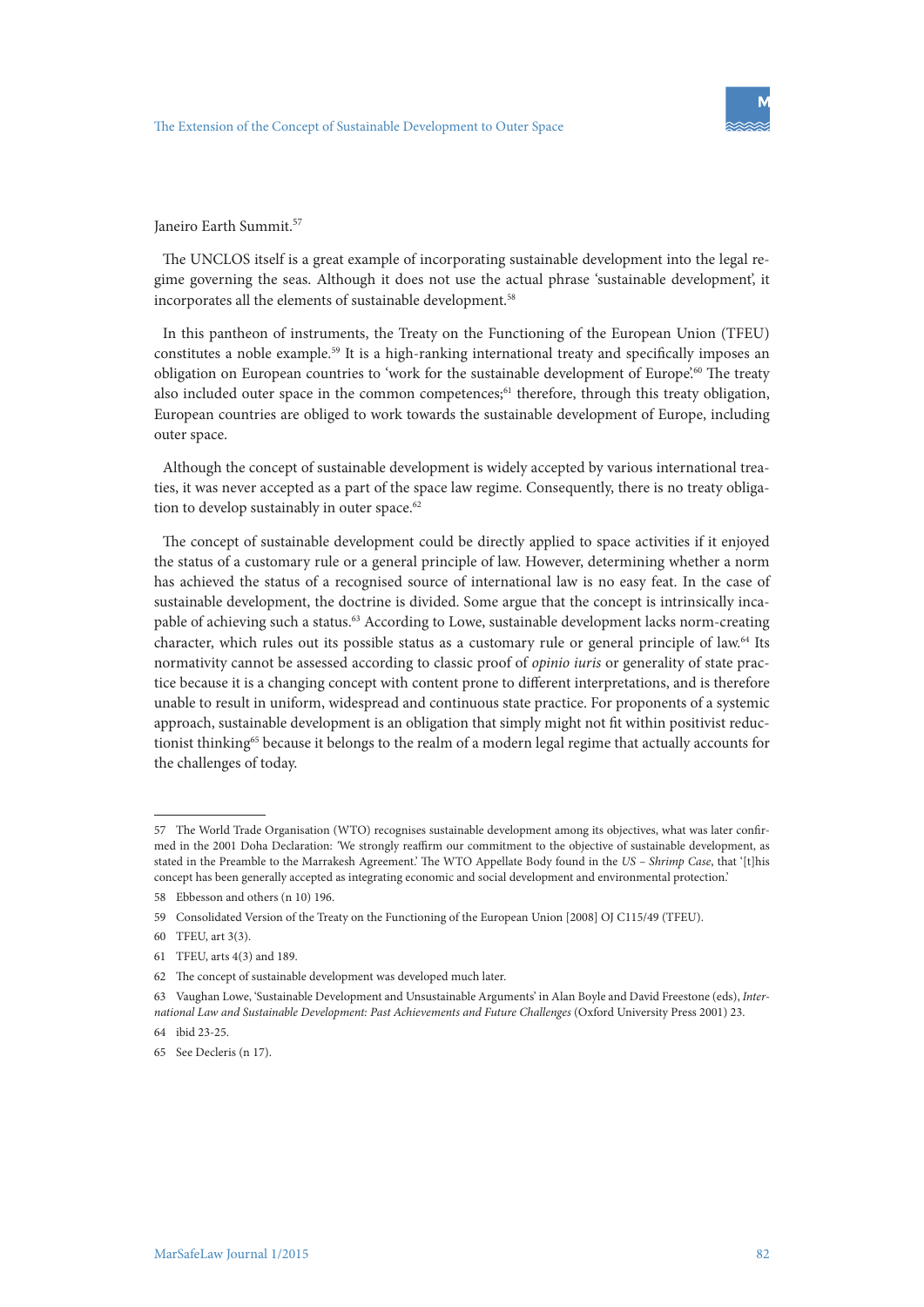Janeiro Earth Summit.[57]

The UNCLOS itself is a great example of incorporating sustainable development into the legal regime governing the seas. Although it does not use the actual phrase 'sustainable development', it incorporates all the elements of sustainable development.[58]

In this pantheon of instruments, the Treaty on the Functioning of the European Union (TFEU) constitutes a noble example.[59] It is a high-ranking international treaty and specifically imposes an obligation on European countries to 'work for the sustainable development of Europe'.[60] The treaty also included outer space in the common competences;[61] therefore, through this treaty obligation, European countries are obliged to work towards the sustainable development of Europe, including outer space.

Although the concept of sustainable development is widely accepted by various international treaties, it was never accepted as a part of the space law regime. Consequently, there is no treaty obligation to develop sustainably in outer space.[62]

The concept of sustainable development could be directly applied to space activities if it enjoyed the status of a customary rule or a general principle of law. However, determining whether a norm has achieved the status of a recognised source of international law is no easy feat. In the case of sustainable development, the doctrine is divided. Some argue that the concept is intrinsically incapable of achieving such a status.[63] According to Lowe, sustainable development lacks norm-creating character, which rules out its possible status as a customary rule or general principle of law.[64] Its normativity cannot be assessed according to classic proof of *opinio iuris* or generality of state practice because it is a changing concept with content prone to different interpretations, and is therefore unable to result in uniform, widespread and continuous state practice. For proponents of a systemic approach, sustainable development is an obligation that simply might not fit within positivist reductionist thinking[65] because it belongs to the realm of a modern legal regime that actually accounts for the challenges of today.

---

57 The World Trade Organisation (WTO) recognises sustainable development among its objectives, what was later confirmed in the 2001 Doha Declaration: 'We strongly reaffirm our commitment to the objective of sustainable development, as stated in the Preamble to the Marrakesh Agreement.' The WTO Appellate Body found in the *US – Shrimp Case*, that '[t]his concept has been generally accepted as integrating economic and social development and environmental protection.'

58 Ebbesson and others (n 10) 196.

59 Consolidated Version of the Treaty on the Functioning of the European Union [2008] OJ C115/49 (TFEU).

60 TFEU, art 3(3).

61 TFEU, arts 4(3) and 189.

62 The concept of sustainable development was developed much later.

63 Vaughan Lowe, 'Sustainable Development and Unsustainable Arguments' in Alan Boyle and David Freestone (eds), *International Law and Sustainable Development: Past Achievements and Future Challenges* (Oxford University Press 2001) 23.

64 ibid 23-25.

65 See Decleris (n 17).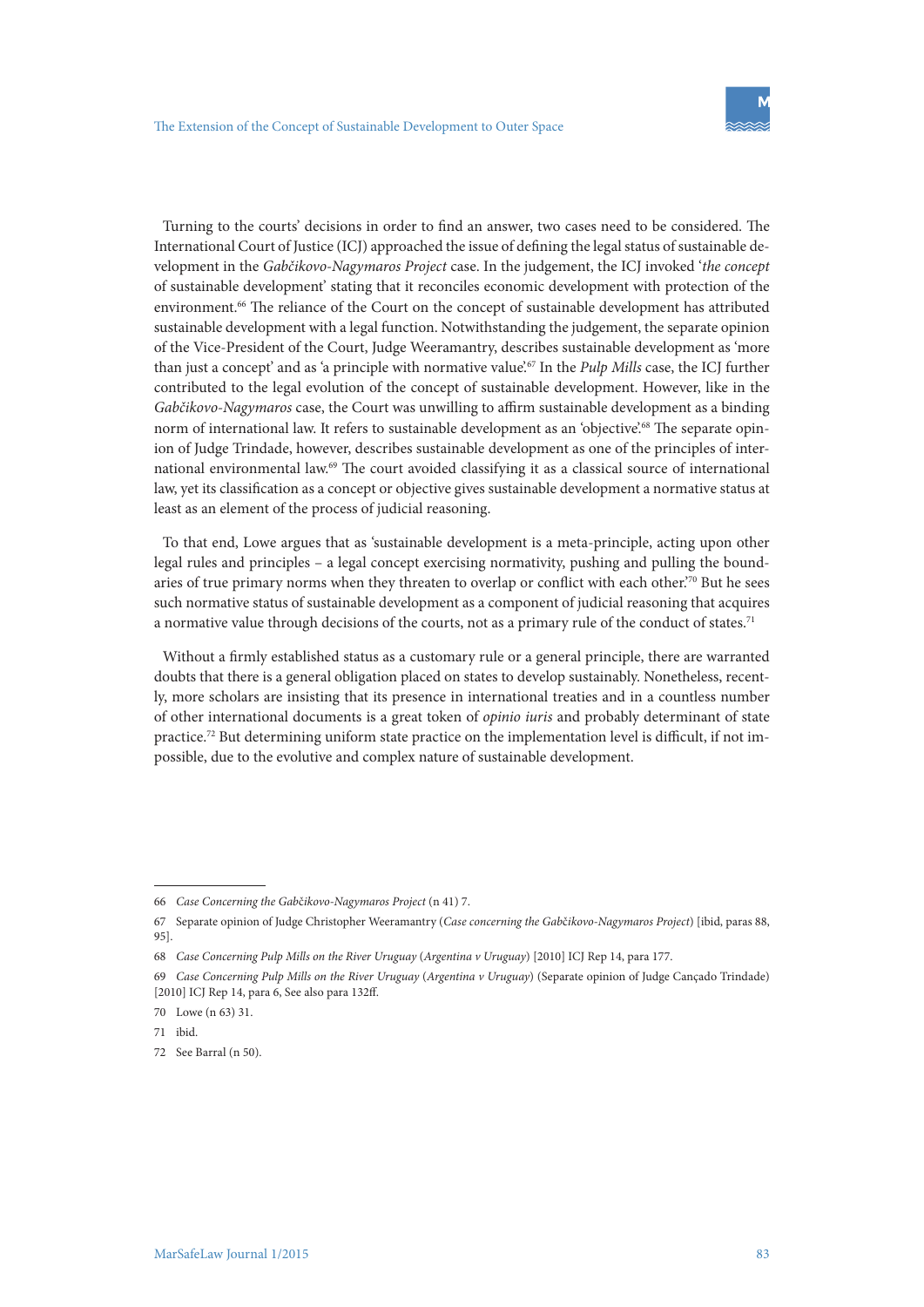Turning to the courts' decisions in order to find an answer, two cases need to be considered. The International Court of Justice (ICJ) approached the issue of defining the legal status of sustainable development in the *Gabčikovo-Nagymaros Project* case. In the judgement, the ICJ invoked '*the concept* of sustainable development' stating that it reconciles economic development with protection of the environment.[66] The reliance of the Court on the concept of sustainable development has attributed sustainable development with a legal function. Notwithstanding the judgement, the separate opinion of the Vice-President of the Court, Judge Weeramantry, describes sustainable development as 'more than just a concept' and as 'a principle with normative value'.[67] In the *Pulp Mills* case, the ICJ further contributed to the legal evolution of the concept of sustainable development. However, like in the *Gabčikovo-Nagymaros* case, the Court was unwilling to affirm sustainable development as a binding norm of international law. It refers to sustainable development as an 'objective'.[68] The separate opinion of Judge Trindade, however, describes sustainable development as one of the principles of international environmental law.[69] The court avoided classifying it as a classical source of international law, yet its classification as a concept or objective gives sustainable development a normative status at least as an element of the process of judicial reasoning.

To that end, Lowe argues that as 'sustainable development is a meta-principle, acting upon other legal rules and principles – a legal concept exercising normativity, pushing and pulling the boundaries of true primary norms when they threaten to overlap or conflict with each other.'[70] But he sees such normative status of sustainable development as a component of judicial reasoning that acquires a normative value through decisions of the courts, not as a primary rule of the conduct of states.[71]

Without a firmly established status as a customary rule or a general principle, there are warranted doubts that there is a general obligation placed on states to develop sustainably. Nonetheless, recently, more scholars are insisting that its presence in international treaties and in a countless number of other international documents is a great token of *opinio iuris* and probably determinant of state practice.[72] But determining uniform state practice on the implementation level is difficult, if not impossible, due to the evolutive and complex nature of sustainable development.

---

66 *Case Concerning the Gabčikovo-Nagymaros Project* (n 41) 7.

67 Separate opinion of Judge Christopher Weeramantry (*Case concerning the Gabčikovo-Nagymaros Project*) [ibid, paras 88, 95].

68 *Case Concerning Pulp Mills on the River Uruguay* (*Argentina v Uruguay*) [2010] ICJ Rep 14, para 177.

69 *Case Concerning Pulp Mills on the River Uruguay* (*Argentina v Uruguay*) (Separate opinion of Judge Cançado Trindade) [2010] ICJ Rep 14, para 6, See also para 132ff.

70 Lowe (n 63) 31.

71 ibid.

72 See Barral (n 50).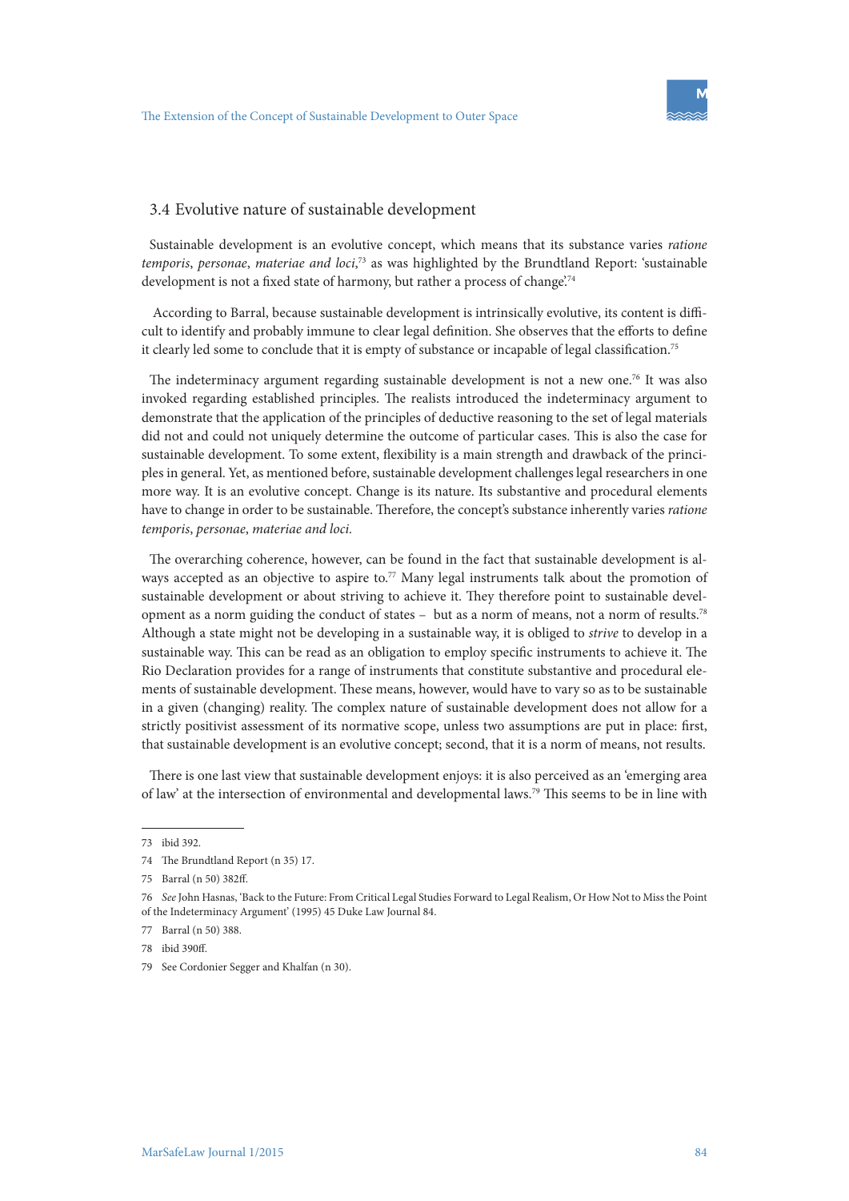### 3.4 Evolutive nature of sustainable development

Sustainable development is an evolutive concept, which means that its substance varies *ratione temporis*, *personae*, *materiae and loci*,[73] as was highlighted by the Brundtland Report: 'sustainable development is not a fixed state of harmony, but rather a process of change'.[74]

According to Barral, because sustainable development is intrinsically evolutive, its content is difficult to identify and probably immune to clear legal definition. She observes that the efforts to define it clearly led some to conclude that it is empty of substance or incapable of legal classification.[75]

The indeterminacy argument regarding sustainable development is not a new one.[76] It was also invoked regarding established principles. The realists introduced the indeterminacy argument to demonstrate that the application of the principles of deductive reasoning to the set of legal materials did not and could not uniquely determine the outcome of particular cases. This is also the case for sustainable development. To some extent, flexibility is a main strength and drawback of the principles in general. Yet, as mentioned before, sustainable development challenges legal researchers in one more way. It is an evolutive concept. Change is its nature. Its substantive and procedural elements have to change in order to be sustainable. Therefore, the concept's substance inherently varies *ratione temporis*, *personae*, *materiae and loci*.

The overarching coherence, however, can be found in the fact that sustainable development is always accepted as an objective to aspire to.[77] Many legal instruments talk about the promotion of sustainable development or about striving to achieve it. They therefore point to sustainable development as a norm guiding the conduct of states – but as a norm of means, not a norm of results.[78] Although a state might not be developing in a sustainable way, it is obliged to *strive* to develop in a sustainable way. This can be read as an obligation to employ specific instruments to achieve it. The Rio Declaration provides for a range of instruments that constitute substantive and procedural elements of sustainable development. These means, however, would have to vary so as to be sustainable in a given (changing) reality. The complex nature of sustainable development does not allow for a strictly positivist assessment of its normative scope, unless two assumptions are put in place: first, that sustainable development is an evolutive concept; second, that it is a norm of means, not results.

There is one last view that sustainable development enjoys: it is also perceived as an 'emerging area of law' at the intersection of environmental and developmental laws.[79] This seems to be in line with

---

73 ibid 392.

74 The Brundtland Report (n 35) 17.

75 Barral (n 50) 382ff.

76 *See* John Hasnas, 'Back to the Future: From Critical Legal Studies Forward to Legal Realism, Or How Not to Miss the Point of the Indeterminacy Argument' (1995) 45 Duke Law Journal 84.

77 Barral (n 50) 388.

78 ibid 390ff.

79 See Cordonier Segger and Khalfan (n 30).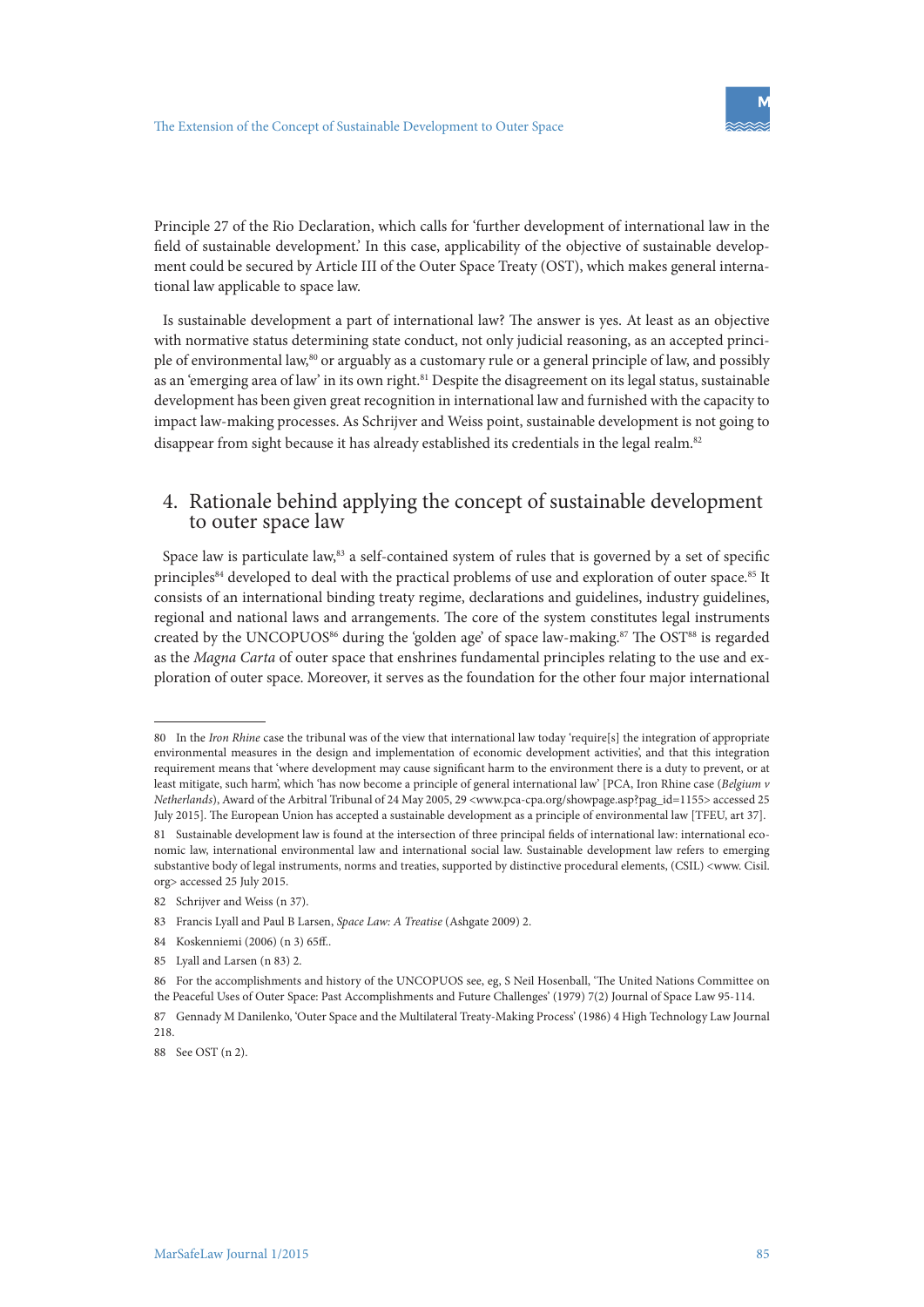Principle 27 of the Rio Declaration, which calls for 'further development of international law in the field of sustainable development.' In this case, applicability of the objective of sustainable development could be secured by Article III of the Outer Space Treaty (OST), which makes general international law applicable to space law.

Is sustainable development a part of international law? The answer is yes. At least as an objective with normative status determining state conduct, not only judicial reasoning, as an accepted principle of environmental law,[80] or arguably as a customary rule or a general principle of law, and possibly as an 'emerging area of law' in its own right.[81] Despite the disagreement on its legal status, sustainable development has been given great recognition in international law and furnished with the capacity to impact law-making processes. As Schrijver and Weiss point, sustainable development is not going to disappear from sight because it has already established its credentials in the legal realm.[82]

## 4. Rationale behind applying the concept of sustainable development to outer space law

Space law is particulate law,[83] a self-contained system of rules that is governed by a set of specific principles[84] developed to deal with the practical problems of use and exploration of outer space.[85] It consists of an international binding treaty regime, declarations and guidelines, industry guidelines, regional and national laws and arrangements. The core of the system constitutes legal instruments created by the UNCOPUOS[86] during the 'golden age' of space law-making.[87] The OST[88] is regarded as the *Magna Carta* of outer space that enshrines fundamental principles relating to the use and exploration of outer space. Moreover, it serves as the foundation for the other four major international

---

80 In the *Iron Rhine* case the tribunal was of the view that international law today 'require[s] the integration of appropriate environmental measures in the design and implementation of economic development activities', and that this integration requirement means that 'where development may cause significant harm to the environment there is a duty to prevent, or at least mitigate, such harm', which 'has now become a principle of general international law' [PCA, Iron Rhine case (*Belgium v Netherlands*), Award of the Arbitral Tribunal of 24 May 2005, 29 <www.pca-cpa.org/showpage.asp?pag_id=1155> accessed 25 July 2015]. The European Union has accepted a sustainable development as a principle of environmental law [TFEU, art 37].

81 Sustainable development law is found at the intersection of three principal fields of international law: international economic law, international environmental law and international social law. Sustainable development law refers to emerging substantive body of legal instruments, norms and treaties, supported by distinctive procedural elements, (CSIL) <www. Cisil.org> accessed 25 July 2015.

82 Schrijver and Weiss (n 37).

83 Francis Lyall and Paul B Larsen, *Space Law: A Treatise* (Ashgate 2009) 2.

84 Koskenniemi (2006) (n 3) 65ff..

85 Lyall and Larsen (n 83) 2.

86 For the accomplishments and history of the UNCOPUOS see, eg, S Neil Hosenball, 'The United Nations Committee on the Peaceful Uses of Outer Space: Past Accomplishments and Future Challenges' (1979) 7(2) Journal of Space Law 95-114.

87 Gennady M Danilenko, 'Outer Space and the Multilateral Treaty-Making Process' (1986) 4 High Technology Law Journal 218.

88 See OST (n 2).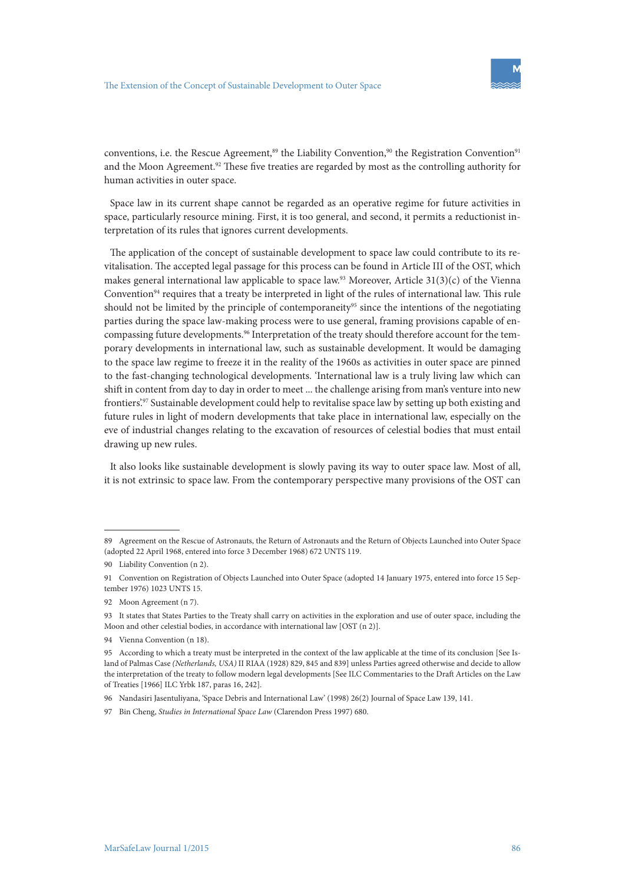conventions, i.e. the Rescue Agreement,[89] the Liability Convention,[90] the Registration Convention[91] and the Moon Agreement.[92] These five treaties are regarded by most as the controlling authority for human activities in outer space.

Space law in its current shape cannot be regarded as an operative regime for future activities in space, particularly resource mining. First, it is too general, and second, it permits a reductionist interpretation of its rules that ignores current developments.

The application of the concept of sustainable development to space law could contribute to its revitalisation. The accepted legal passage for this process can be found in Article III of the OST, which makes general international law applicable to space law.[93] Moreover, Article 31(3)(c) of the Vienna Convention[94] requires that a treaty be interpreted in light of the rules of international law. This rule should not be limited by the principle of contemporaneity[95] since the intentions of the negotiating parties during the space law-making process were to use general, framing provisions capable of encompassing future developments.[96] Interpretation of the treaty should therefore account for the temporary developments in international law, such as sustainable development. It would be damaging to the space law regime to freeze it in the reality of the 1960s as activities in outer space are pinned to the fast-changing technological developments. 'International law is a truly living law which can shift in content from day to day in order to meet ... the challenge arising from man's venture into new frontiers'.[97] Sustainable development could help to revitalise space law by setting up both existing and future rules in light of modern developments that take place in international law, especially on the eve of industrial changes relating to the excavation of resources of celestial bodies that must entail drawing up new rules.

It also looks like sustainable development is slowly paving its way to outer space law. Most of all, it is not extrinsic to space law. From the contemporary perspective many provisions of the OST can

---

89 Agreement on the Rescue of Astronauts, the Return of Astronauts and the Return of Objects Launched into Outer Space (adopted 22 April 1968, entered into force 3 December 1968) 672 UNTS 119.

90 Liability Convention (n 2).

91 Convention on Registration of Objects Launched into Outer Space (adopted 14 January 1975, entered into force 15 September 1976) 1023 UNTS 15.

92 Moon Agreement (n 7).

93 It states that States Parties to the Treaty shall carry on activities in the exploration and use of outer space, including the Moon and other celestial bodies, in accordance with international law [OST (n 2)].

94 Vienna Convention (n 18).

95 According to which a treaty must be interpreted in the context of the law applicable at the time of its conclusion [See Island of Palmas Case *(Netherlands, USA)* II RIAA (1928) 829, 845 and 839] unless Parties agreed otherwise and decide to allow the interpretation of the treaty to follow modern legal developments [See ILC Commentaries to the Draft Articles on the Law of Treaties [1966] ILC Yrbk 187, paras 16, 242].

96 Nandasiri Jasentuliyana, 'Space Debris and International Law' (1998) 26(2) Journal of Space Law 139, 141.

97 Bin Cheng, *Studies in International Space Law* (Clarendon Press 1997) 680.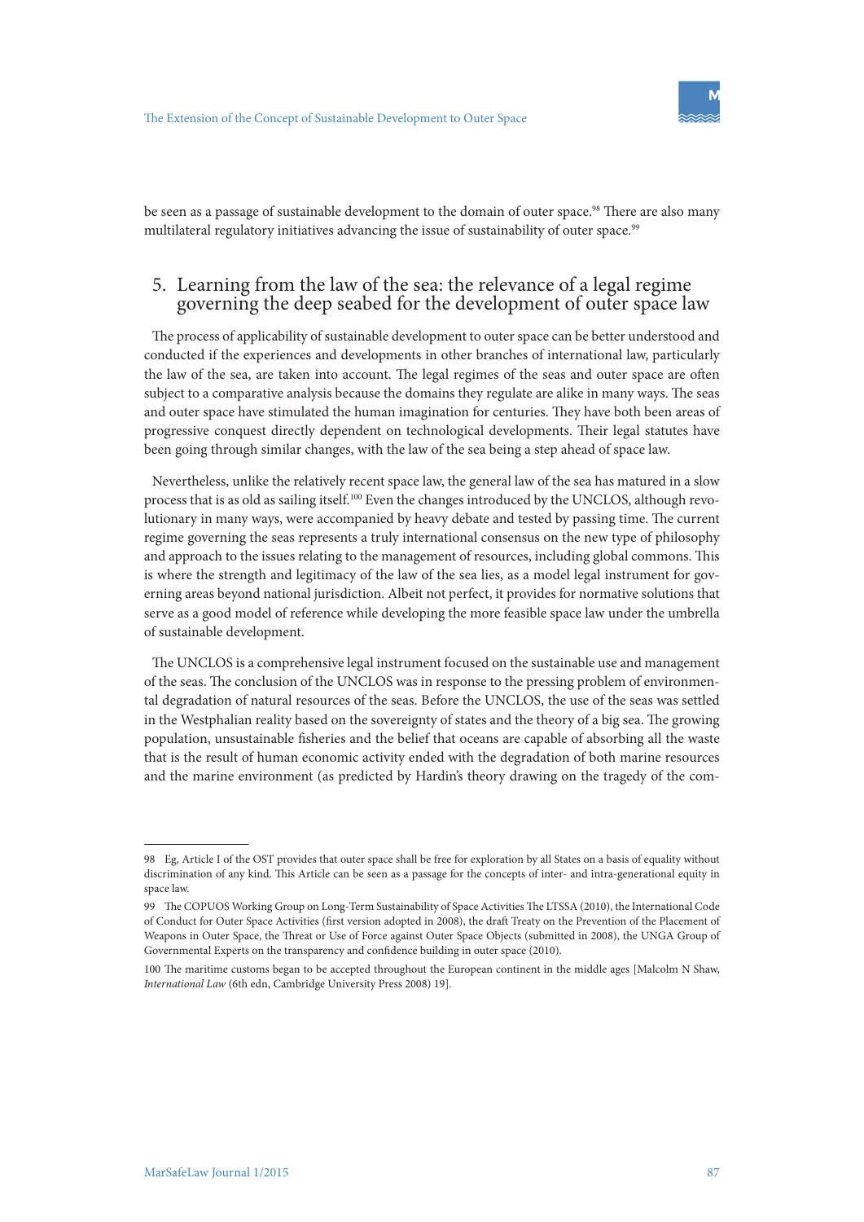be seen as a passage of sustainable development to the domain of outer space.[98] There are also many multilateral regulatory initiatives advancing the issue of sustainability of outer space.[99]

## 5. Learning from the law of the sea: the relevance of a legal regime governing the deep seabed for the development of outer space law

The process of applicability of sustainable development to outer space can be better understood and conducted if the experiences and developments in other branches of international law, particularly the law of the sea, are taken into account. The legal regimes of the seas and outer space are often subject to a comparative analysis because the domains they regulate are alike in many ways. The seas and outer space have stimulated the human imagination for centuries. They have both been areas of progressive conquest directly dependent on technological developments. Their legal statutes have been going through similar changes, with the law of the sea being a step ahead of space law.

Nevertheless, unlike the relatively recent space law, the general law of the sea has matured in a slow process that is as old as sailing itself.[100] Even the changes introduced by the UNCLOS, although revolutionary in many ways, were accompanied by heavy debate and tested by passing time. The current regime governing the seas represents a truly international consensus on the new type of philosophy and approach to the issues relating to the management of resources, including global commons. This is where the strength and legitimacy of the law of the sea lies, as a model legal instrument for governing areas beyond national jurisdiction. Albeit not perfect, it provides for normative solutions that serve as a good model of reference while developing the more feasible space law under the umbrella of sustainable development.

The UNCLOS is a comprehensive legal instrument focused on the sustainable use and management of the seas. The conclusion of the UNCLOS was in response to the pressing problem of environmental degradation of natural resources of the seas. Before the UNCLOS, the use of the seas was settled in the Westphalian reality based on the sovereignty of states and the theory of a big sea. The growing population, unsustainable fisheries and the belief that oceans are capable of absorbing all the waste that is the result of human economic activity ended with the degradation of both marine resources and the marine environment (as predicted by Hardin's theory drawing on the tragedy of the com-

---

98 Eg, Article I of the OST provides that outer space shall be free for exploration by all States on a basis of equality without discrimination of any kind. This Article can be seen as a passage for the concepts of inter- and intra-generational equity in space law.

99 The COPUOS Working Group on Long-Term Sustainability of Space Activities The LTSSA (2010), the International Code of Conduct for Outer Space Activities (first version adopted in 2008), the draft Treaty on the Prevention of the Placement of Weapons in Outer Space, the Threat or Use of Force against Outer Space Objects (submitted in 2008), the UNGA Group of Governmental Experts on the transparency and confidence building in outer space (2010).

100 The maritime customs began to be accepted throughout the European continent in the middle ages [Malcolm N Shaw, *International Law* (6th edn, Cambridge University Press 2008) 19].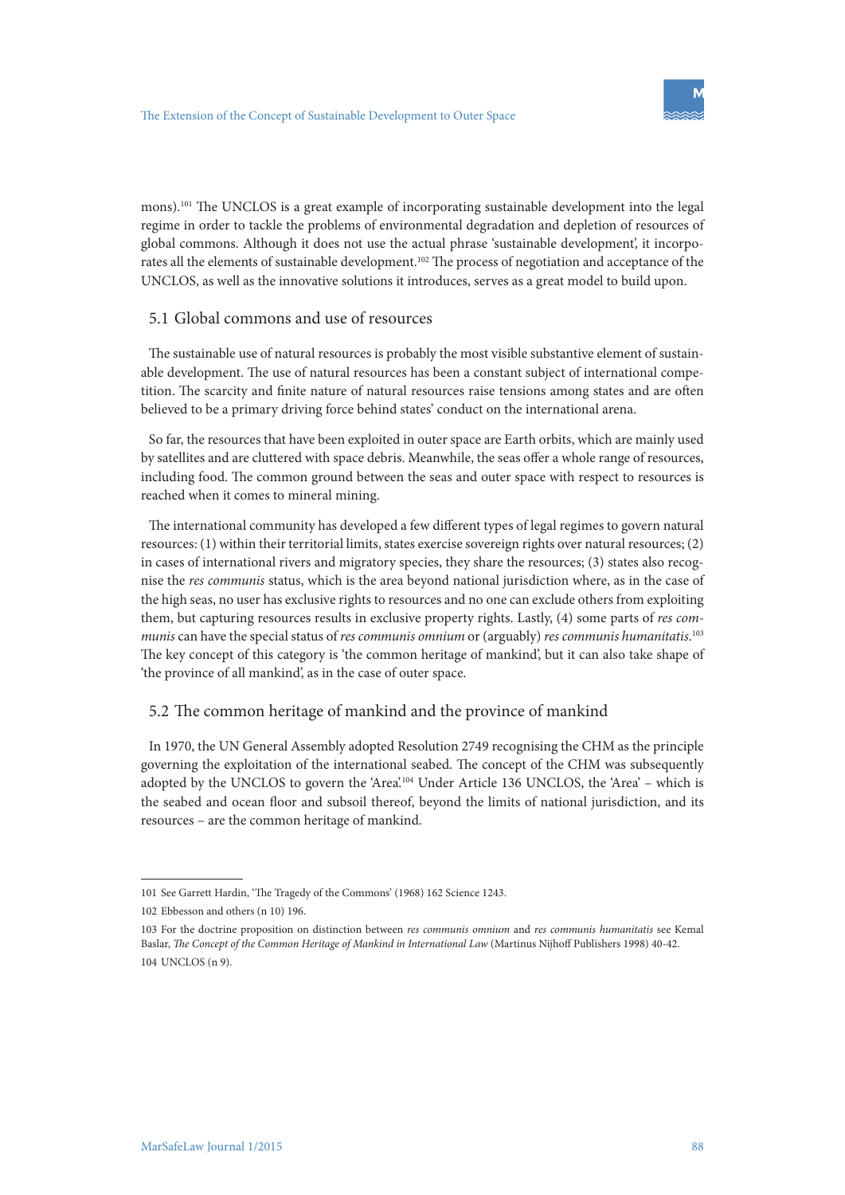mons).[101] The UNCLOS is a great example of incorporating sustainable development into the legal regime in order to tackle the problems of environmental degradation and depletion of resources of global commons. Although it does not use the actual phrase 'sustainable development', it incorporates all the elements of sustainable development.[102] The process of negotiation and acceptance of the UNCLOS, as well as the innovative solutions it introduces, serves as a great model to build upon.

## 5.1 Global commons and use of resources

The sustainable use of natural resources is probably the most visible substantive element of sustainable development. The use of natural resources has been a constant subject of international competition. The scarcity and finite nature of natural resources raise tensions among states and are often believed to be a primary driving force behind states' conduct on the international arena.

So far, the resources that have been exploited in outer space are Earth orbits, which are mainly used by satellites and are cluttered with space debris. Meanwhile, the seas offer a whole range of resources, including food. The common ground between the seas and outer space with respect to resources is reached when it comes to mineral mining.

The international community has developed a few different types of legal regimes to govern natural resources: (1) within their territorial limits, states exercise sovereign rights over natural resources; (2) in cases of international rivers and migratory species, they share the resources; (3) states also recognise the *res communis* status, which is the area beyond national jurisdiction where, as in the case of the high seas, no user has exclusive rights to resources and no one can exclude others from exploiting them, but capturing resources results in exclusive property rights. Lastly, (4) some parts of *res communis* can have the special status of *res communis omnium* or (arguably) *res communis humanitatis*.[103] The key concept of this category is 'the common heritage of mankind', but it can also take shape of 'the province of all mankind', as in the case of outer space.

## 5.2 The common heritage of mankind and the province of mankind

In 1970, the UN General Assembly adopted Resolution 2749 recognising the CHM as the principle governing the exploitation of the international seabed. The concept of the CHM was subsequently adopted by the UNCLOS to govern the 'Area'.[104] Under Article 136 UNCLOS, the 'Area' – which is the seabed and ocean floor and subsoil thereof, beyond the limits of national jurisdiction, and its resources – are the common heritage of mankind.

---

101 See Garrett Hardin, 'The Tragedy of the Commons' (1968) 162 Science 1243.

102 Ebbesson and others (n 10) 196.

103 For the doctrine proposition on distinction between *res communis omnium* and *res communis humanitatis* see Kemal Baslar, *The Concept of the Common Heritage of Mankind in International Law* (Martinus Nijhoff Publishers 1998) 40-42.

104 UNCLOS (n 9).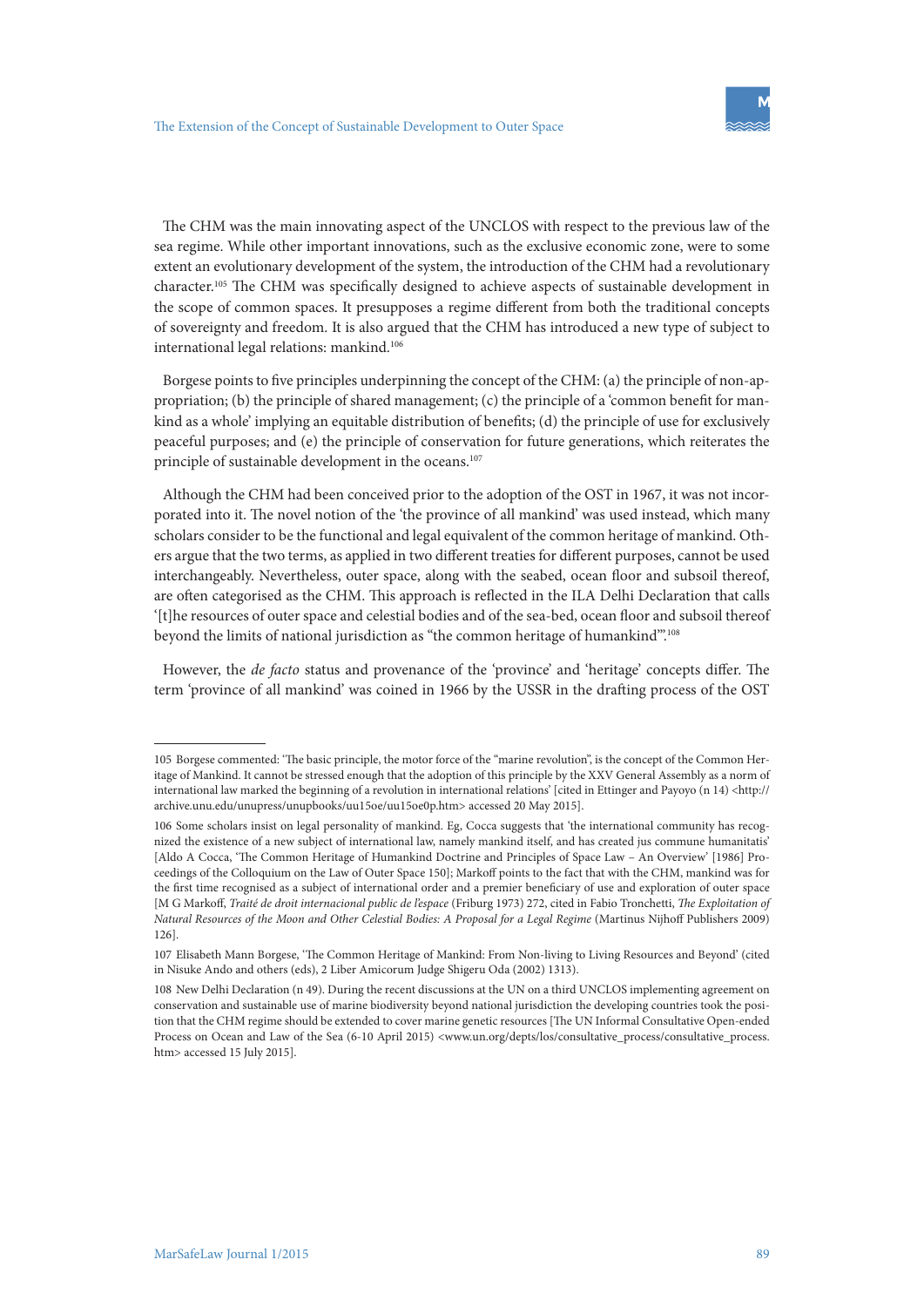The CHM was the main innovating aspect of the UNCLOS with respect to the previous law of the sea regime. While other important innovations, such as the exclusive economic zone, were to some extent an evolutionary development of the system, the introduction of the CHM had a revolutionary character.[105] The CHM was specifically designed to achieve aspects of sustainable development in the scope of common spaces. It presupposes a regime different from both the traditional concepts of sovereignty and freedom. It is also argued that the CHM has introduced a new type of subject to international legal relations: mankind.[106]

Borgese points to five principles underpinning the concept of the CHM: (a) the principle of non-appropriation; (b) the principle of shared management; (c) the principle of a 'common benefit for mankind as a whole' implying an equitable distribution of benefits; (d) the principle of use for exclusively peaceful purposes; and (e) the principle of conservation for future generations, which reiterates the principle of sustainable development in the oceans.[107]

Although the CHM had been conceived prior to the adoption of the OST in 1967, it was not incorporated into it. The novel notion of the 'the province of all mankind' was used instead, which many scholars consider to be the functional and legal equivalent of the common heritage of mankind. Others argue that the two terms, as applied in two different treaties for different purposes, cannot be used interchangeably. Nevertheless, outer space, along with the seabed, ocean floor and subsoil thereof, are often categorised as the CHM. This approach is reflected in the ILA Delhi Declaration that calls '[t]he resources of outer space and celestial bodies and of the sea-bed, ocean floor and subsoil thereof beyond the limits of national jurisdiction as "the common heritage of humankind"'.[108]

However, the *de facto* status and provenance of the 'province' and 'heritage' concepts differ. The term 'province of all mankind' was coined in 1966 by the USSR in the drafting process of the OST

---

105 Borgese commented: 'The basic principle, the motor force of the "marine revolution", is the concept of the Common Heritage of Mankind. It cannot be stressed enough that the adoption of this principle by the XXV General Assembly as a norm of international law marked the beginning of a revolution in international relations' [cited in Ettinger and Payoyo (n 14) <http://archive.unu.edu/unupress/unupbooks/uu15oe/uu15oe0p.htm> accessed 20 May 2015].

106 Some scholars insist on legal personality of mankind. Eg, Cocca suggests that 'the international community has recognized the existence of a new subject of international law, namely mankind itself, and has created jus commune humanitatis' [Aldo A Cocca, 'The Common Heritage of Humankind Doctrine and Principles of Space Law – An Overview' [1986] Proceedings of the Colloquium on the Law of Outer Space 150]; Markoff points to the fact that with the CHM, mankind was for the first time recognised as a subject of international order and a premier beneficiary of use and exploration of outer space [M G Markoff, *Traité de droit internacional public de l'espace* (Friburg 1973) 272, cited in Fabio Tronchetti, *The Exploitation of Natural Resources of the Moon and Other Celestial Bodies: A Proposal for a Legal Regime* (Martinus Nijhoff Publishers 2009) 126].

107 Elisabeth Mann Borgese, 'The Common Heritage of Mankind: From Non-living to Living Resources and Beyond' (cited in Nisuke Ando and others (eds), 2 Liber Amicorum Judge Shigeru Oda (2002) 1313).

108 New Delhi Declaration (n 49). During the recent discussions at the UN on a third UNCLOS implementing agreement on conservation and sustainable use of marine biodiversity beyond national jurisdiction the developing countries took the position that the CHM regime should be extended to cover marine genetic resources [The UN Informal Consultative Open-ended Process on Ocean and Law of the Sea (6-10 April 2015) <www.un.org/depts/los/consultative_process/consultative_process.htm> accessed 15 July 2015].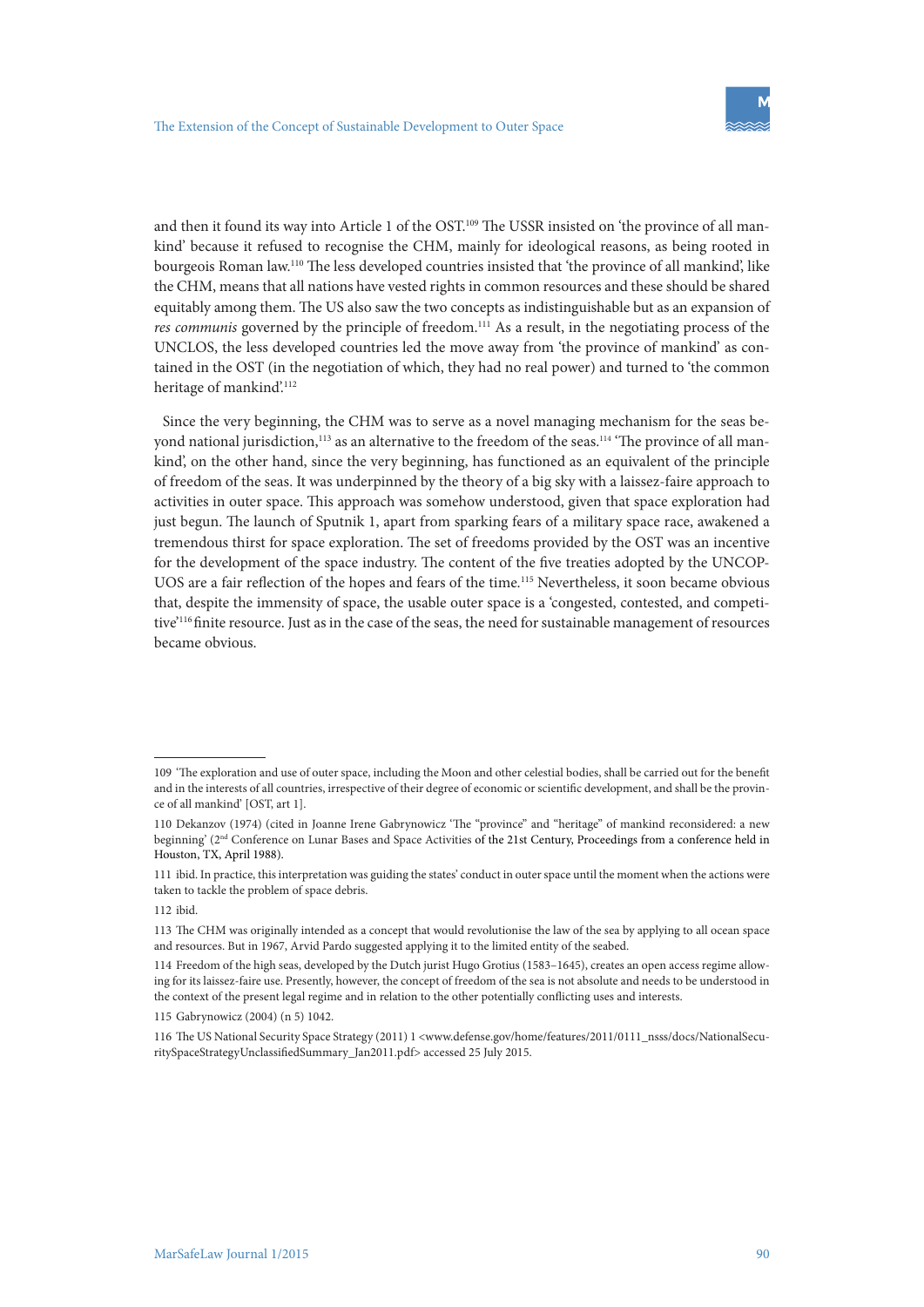and then it found its way into Article 1 of the OST.[109] The USSR insisted on 'the province of all mankind' because it refused to recognise the CHM, mainly for ideological reasons, as being rooted in bourgeois Roman law.[110] The less developed countries insisted that 'the province of all mankind', like the CHM, means that all nations have vested rights in common resources and these should be shared equitably among them. The US also saw the two concepts as indistinguishable but as an expansion of *res communis* governed by the principle of freedom.[111] As a result, in the negotiating process of the UNCLOS, the less developed countries led the move away from 'the province of mankind' as contained in the OST (in the negotiation of which, they had no real power) and turned to 'the common heritage of mankind'.[112]

Since the very beginning, the CHM was to serve as a novel managing mechanism for the seas beyond national jurisdiction,[113] as an alternative to the freedom of the seas.[114] 'The province of all mankind', on the other hand, since the very beginning, has functioned as an equivalent of the principle of freedom of the seas. It was underpinned by the theory of a big sky with a laissez-faire approach to activities in outer space. This approach was somehow understood, given that space exploration had just begun. The launch of Sputnik 1, apart from sparking fears of a military space race, awakened a tremendous thirst for space exploration. The set of freedoms provided by the OST was an incentive for the development of the space industry. The content of the five treaties adopted by the UNCOPUOS are a fair reflection of the hopes and fears of the time.[115] Nevertheless, it soon became obvious that, despite the immensity of space, the usable outer space is a 'congested, contested, and competitive'[116] finite resource. Just as in the case of the seas, the need for sustainable management of resources became obvious.

---

109 'The exploration and use of outer space, including the Moon and other celestial bodies, shall be carried out for the benefit and in the interests of all countries, irrespective of their degree of economic or scientific development, and shall be the province of all mankind' [OST, art 1].

110 Dekanzov (1974) (cited in Joanne Irene Gabrynowicz 'The "province" and "heritage" of mankind reconsidered: a new beginning' (2nd Conference on Lunar Bases and Space Activities of the 21st Century, Proceedings from a conference held in Houston, TX, April 1988).

111 ibid. In practice, this interpretation was guiding the states' conduct in outer space until the moment when the actions were taken to tackle the problem of space debris.

112 ibid.

113 The CHM was originally intended as a concept that would revolutionise the law of the sea by applying to all ocean space and resources. But in 1967, Arvid Pardo suggested applying it to the limited entity of the seabed.

114 Freedom of the high seas, developed by the Dutch jurist Hugo Grotius (1583–1645), creates an open access regime allowing for its laissez-faire use. Presently, however, the concept of freedom of the sea is not absolute and needs to be understood in the context of the present legal regime and in relation to the other potentially conflicting uses and interests.

115 Gabrynowicz (2004) (n 5) 1042.

116 The US National Security Space Strategy (2011) 1 <www.defense.gov/home/features/2011/0111_nsss/docs/NationalSecuritySpaceStrategyUnclassifiedSummary_Jan2011.pdf> accessed 25 July 2015.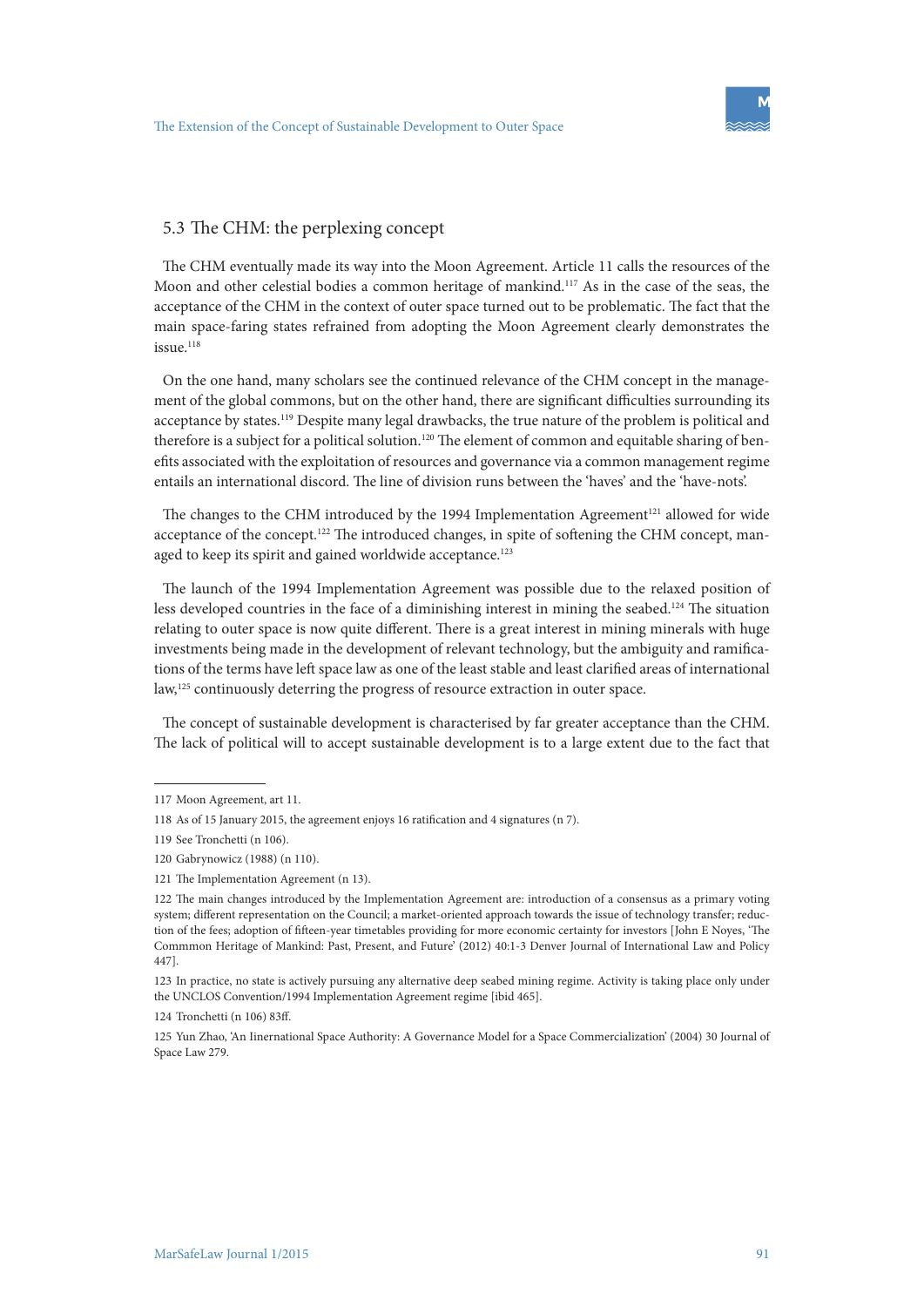## 5.3 The CHM: the perplexing concept

The CHM eventually made its way into the Moon Agreement. Article 11 calls the resources of the Moon and other celestial bodies a common heritage of mankind.[117] As in the case of the seas, the acceptance of the CHM in the context of outer space turned out to be problematic. The fact that the main space-faring states refrained from adopting the Moon Agreement clearly demonstrates the issue.[118]

On the one hand, many scholars see the continued relevance of the CHM concept in the management of the global commons, but on the other hand, there are significant difficulties surrounding its acceptance by states.[119] Despite many legal drawbacks, the true nature of the problem is political and therefore is a subject for a political solution.[120] The element of common and equitable sharing of benefits associated with the exploitation of resources and governance via a common management regime entails an international discord. The line of division runs between the 'haves' and the 'have-nots'.

The changes to the CHM introduced by the 1994 Implementation Agreement[121] allowed for wide acceptance of the concept.[122] The introduced changes, in spite of softening the CHM concept, managed to keep its spirit and gained worldwide acceptance.[123]

The launch of the 1994 Implementation Agreement was possible due to the relaxed position of less developed countries in the face of a diminishing interest in mining the seabed.[124] The situation relating to outer space is now quite different. There is a great interest in mining minerals with huge investments being made in the development of relevant technology, but the ambiguity and ramifications of the terms have left space law as one of the least stable and least clarified areas of international law,[125] continuously deterring the progress of resource extraction in outer space.

The concept of sustainable development is characterised by far greater acceptance than the CHM. The lack of political will to accept sustainable development is to a large extent due to the fact that

---

117 Moon Agreement, art 11.

118 As of 15 January 2015, the agreement enjoys 16 ratification and 4 signatures (n 7).

119 See Tronchetti (n 106).

120 Gabrynowicz (1988) (n 110).

121 The Implementation Agreement (n 13).

122 The main changes introduced by the Implementation Agreement are: introduction of a consensus as a primary voting system; different representation on the Council; a market-oriented approach towards the issue of technology transfer; reduction of the fees; adoption of fifteen-year timetables providing for more economic certainty for investors [John E Noyes, 'The Commmon Heritage of Mankind: Past, Present, and Future' (2012) 40:1-3 Denver Journal of International Law and Policy 447].

123 In practice, no state is actively pursuing any alternative deep seabed mining regime. Activity is taking place only under the UNCLOS Convention/1994 Implementation Agreement regime [ibid 465].

124 Tronchetti (n 106) 83ff.

125 Yun Zhao, 'An Iinernational Space Authority: A Governance Model for a Space Commercialization' (2004) 30 Journal of Space Law 279.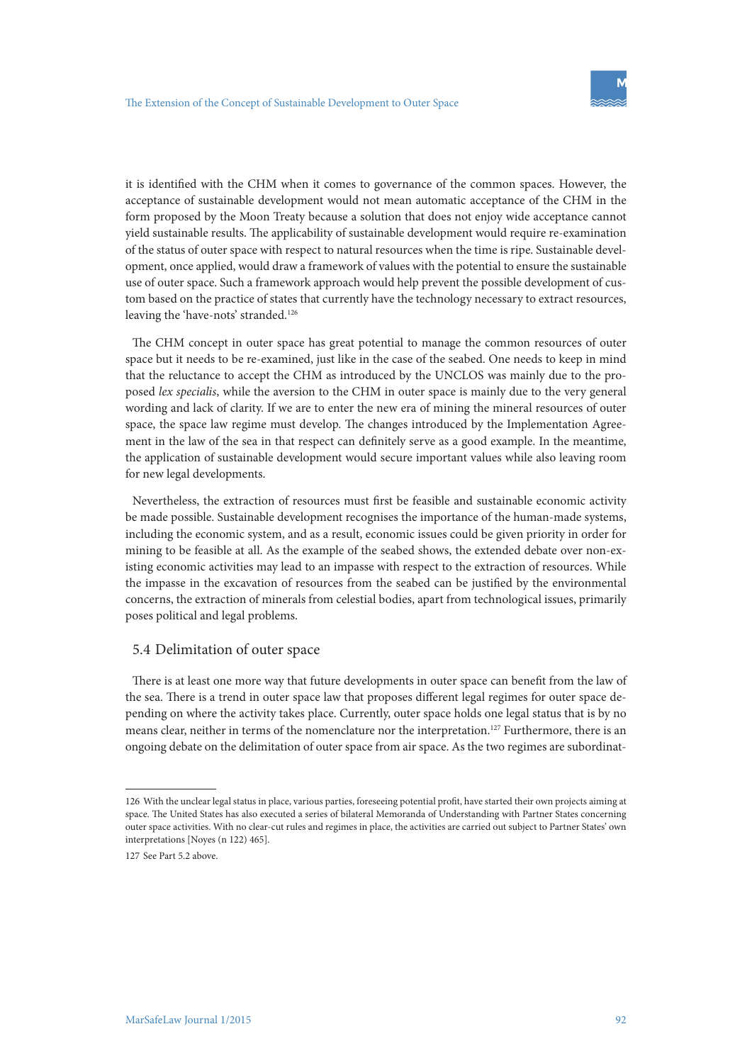it is identified with the CHM when it comes to governance of the common spaces. However, the acceptance of sustainable development would not mean automatic acceptance of the CHM in the form proposed by the Moon Treaty because a solution that does not enjoy wide acceptance cannot yield sustainable results. The applicability of sustainable development would require re-examination of the status of outer space with respect to natural resources when the time is ripe. Sustainable development, once applied, would draw a framework of values with the potential to ensure the sustainable use of outer space. Such a framework approach would help prevent the possible development of custom based on the practice of states that currently have the technology necessary to extract resources, leaving the 'have-nots' stranded.[126]

The CHM concept in outer space has great potential to manage the common resources of outer space but it needs to be re-examined, just like in the case of the seabed. One needs to keep in mind that the reluctance to accept the CHM as introduced by the UNCLOS was mainly due to the proposed *lex specialis*, while the aversion to the CHM in outer space is mainly due to the very general wording and lack of clarity. If we are to enter the new era of mining the mineral resources of outer space, the space law regime must develop. The changes introduced by the Implementation Agreement in the law of the sea in that respect can definitely serve as a good example. In the meantime, the application of sustainable development would secure important values while also leaving room for new legal developments.

Nevertheless, the extraction of resources must first be feasible and sustainable economic activity be made possible. Sustainable development recognises the importance of the human-made systems, including the economic system, and as a result, economic issues could be given priority in order for mining to be feasible at all. As the example of the seabed shows, the extended debate over non-existing economic activities may lead to an impasse with respect to the extraction of resources. While the impasse in the excavation of resources from the seabed can be justified by the environmental concerns, the extraction of minerals from celestial bodies, apart from technological issues, primarily poses political and legal problems.

## 5.4 Delimitation of outer space

There is at least one more way that future developments in outer space can benefit from the law of the sea. There is a trend in outer space law that proposes different legal regimes for outer space depending on where the activity takes place. Currently, outer space holds one legal status that is by no means clear, neither in terms of the nomenclature nor the interpretation.[127] Furthermore, there is an ongoing debate on the delimitation of outer space from air space. As the two regimes are subordinat-

---

126 With the unclear legal status in place, various parties, foreseeing potential profit, have started their own projects aiming at space. The United States has also executed a series of bilateral Memoranda of Understanding with Partner States concerning outer space activities. With no clear-cut rules and regimes in place, the activities are carried out subject to Partner States' own interpretations [Noyes (n 122) 465].

127 See Part 5.2 above.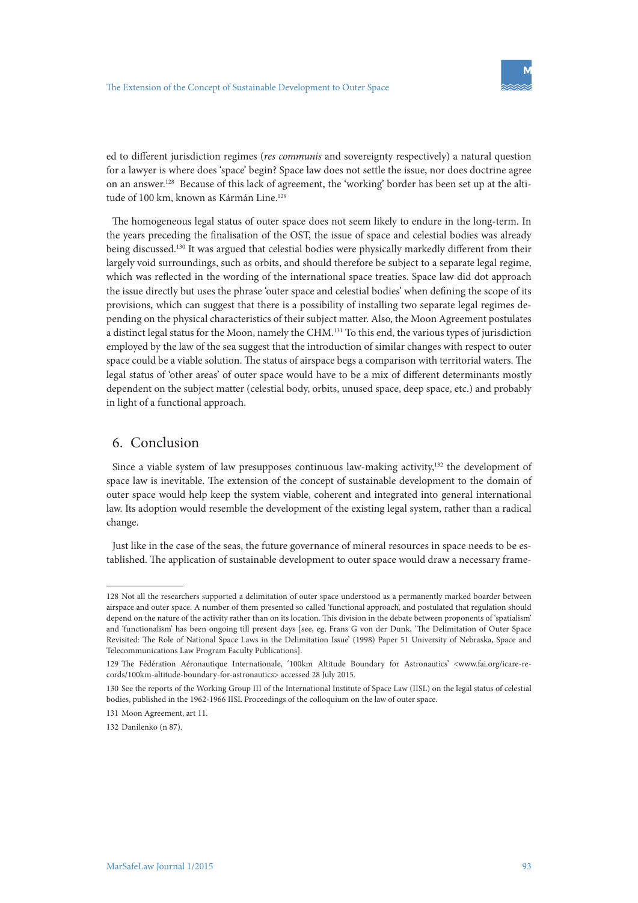ed to different jurisdiction regimes (*res communis* and sovereignty respectively) a natural question for a lawyer is where does 'space' begin? Space law does not settle the issue, nor does doctrine agree on an answer.[128] Because of this lack of agreement, the 'working' border has been set up at the altitude of 100 km, known as Kármán Line.[129]

The homogeneous legal status of outer space does not seem likely to endure in the long-term. In the years preceding the finalisation of the OST, the issue of space and celestial bodies was already being discussed.[130] It was argued that celestial bodies were physically markedly different from their largely void surroundings, such as orbits, and should therefore be subject to a separate legal regime, which was reflected in the wording of the international space treaties. Space law did dot approach the issue directly but uses the phrase 'outer space and celestial bodies' when defining the scope of its provisions, which can suggest that there is a possibility of installing two separate legal regimes depending on the physical characteristics of their subject matter. Also, the Moon Agreement postulates a distinct legal status for the Moon, namely the CHM.[131] To this end, the various types of jurisdiction employed by the law of the sea suggest that the introduction of similar changes with respect to outer space could be a viable solution. The status of airspace begs a comparison with territorial waters. The legal status of 'other areas' of outer space would have to be a mix of different determinants mostly dependent on the subject matter (celestial body, orbits, unused space, deep space, etc.) and probably in light of a functional approach.

## 6. Conclusion

Since a viable system of law presupposes continuous law-making activity,[132] the development of space law is inevitable. The extension of the concept of sustainable development to the domain of outer space would help keep the system viable, coherent and integrated into general international law. Its adoption would resemble the development of the existing legal system, rather than a radical change.

Just like in the case of the seas, the future governance of mineral resources in space needs to be established. The application of sustainable development to outer space would draw a necessary frame-

---

128 Not all the researchers supported a delimitation of outer space understood as a permanently marked boarder between airspace and outer space. A number of them presented so called 'functional approach', and postulated that regulation should depend on the nature of the activity rather than on its location. This division in the debate between proponents of 'spatialism' and 'functionalism' has been ongoing till present days [see, eg, Frans G von der Dunk, 'The Delimitation of Outer Space Revisited: The Role of National Space Laws in the Delimitation Issue' (1998) Paper 51 University of Nebraska, Space and Telecommunications Law Program Faculty Publications].

129 The Fédération Aéronautique Internationale, '100km Altitude Boundary for Astronautics' <www.fai.org/icare-records/100km-altitude-boundary-for-astronautics> accessed 28 July 2015.

130 See the reports of the Working Group III of the International Institute of Space Law (IISL) on the legal status of celestial bodies, published in the 1962-1966 IISL Proceedings of the colloquium on the law of outer space.

131 Moon Agreement, art 11.

132 Danilenko (n 87).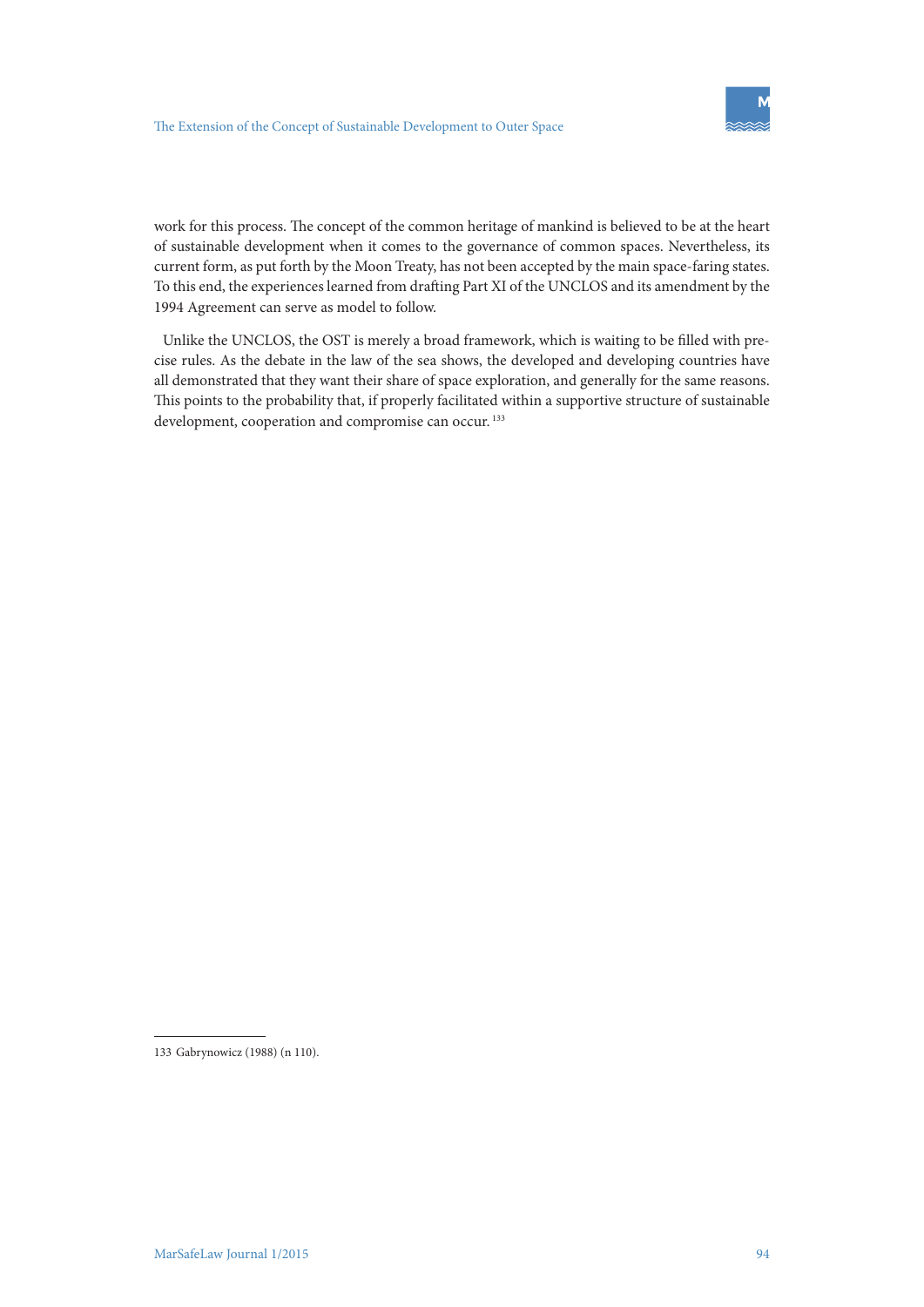work for this process. The concept of the common heritage of mankind is believed to be at the heart of sustainable development when it comes to the governance of common spaces. Nevertheless, its current form, as put forth by the Moon Treaty, has not been accepted by the main space-faring states. To this end, the experiences learned from drafting Part XI of the UNCLOS and its amendment by the 1994 Agreement can serve as model to follow.

Unlike the UNCLOS, the OST is merely a broad framework, which is waiting to be filled with precise rules. As the debate in the law of the sea shows, the developed and developing countries have all demonstrated that they want their share of space exploration, and generally for the same reasons. This points to the probability that, if properly facilitated within a supportive structure of sustainable development, cooperation and compromise can occur. [133]

---

133 Gabrynowicz (1988) (n 110).